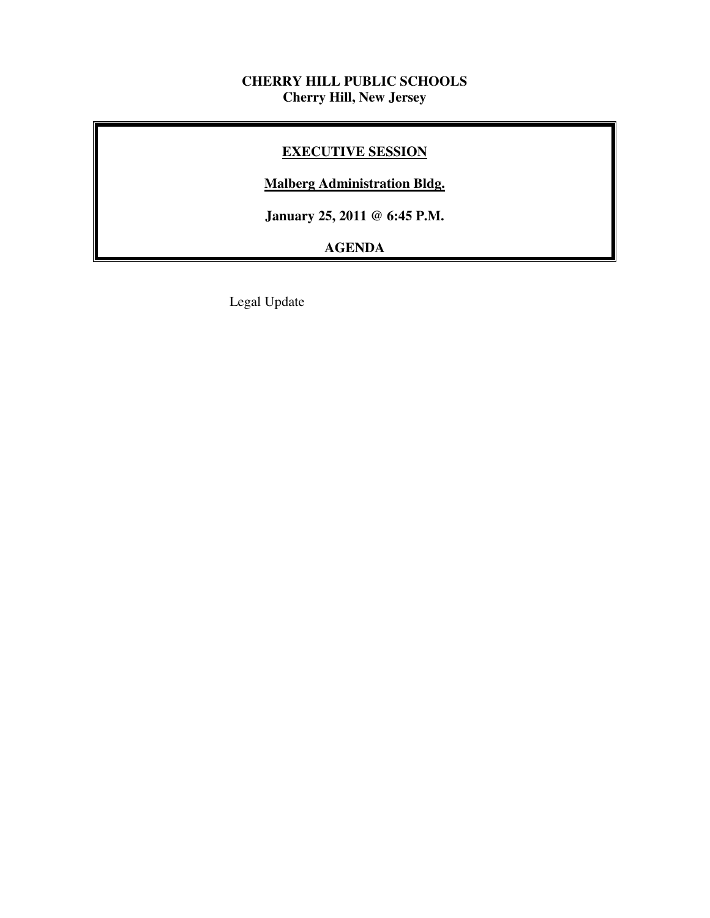**CHERRY HILL PUBLIC SCHOOLS**
**Cherry Hill, New Jersey**

## EXECUTIVE SESSION

**Malberg Administration Bldg.**

**January 25, 2011 @ 6:45 P.M.**

**AGENDA**

Legal Update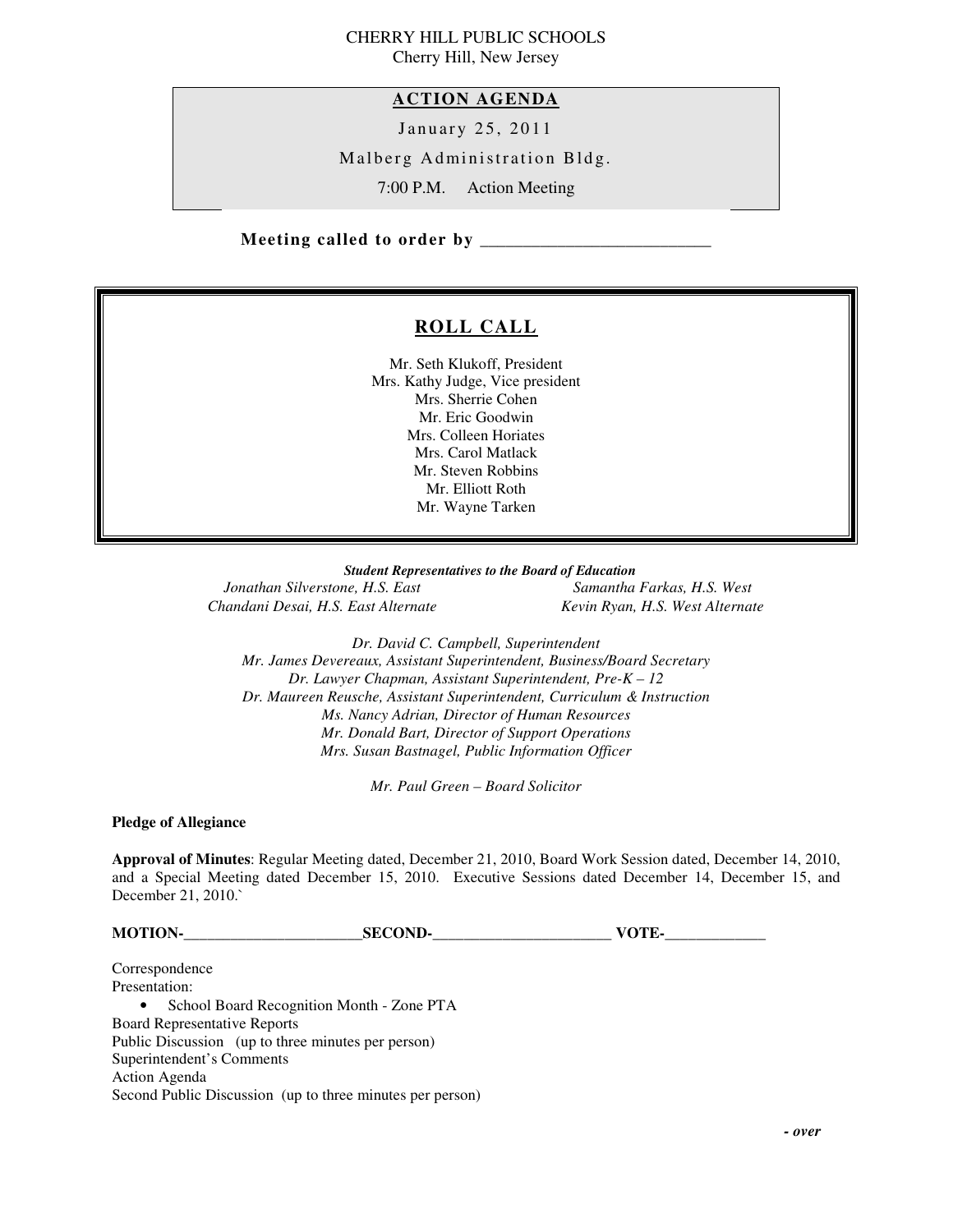CHERRY HILL PUBLIC SCHOOLS
Cherry Hill, New Jersey

## ACTION AGENDA

January 25, 2011

Malberg Administration Bldg.

7:00 P.M. Action Meeting

**Meeting called to order by \_\_\_\_\_\_\_\_\_\_\_\_\_\_\_\_\_\_\_\_\_\_\_\_\_\_**

## ROLL CALL

Mr. Seth Klukoff, President
Mrs. Kathy Judge, Vice president
Mrs. Sherrie Cohen
Mr. Eric Goodwin
Mrs. Colleen Horiates
Mrs. Carol Matlack
Mr. Steven Robbins
Mr. Elliott Roth
Mr. Wayne Tarken

***Student Representatives to the Board of Education***

*Jonathan Silverstone, H.S. East*
*Samantha Farkas, H.S. West*
*Chandani Desai, H.S. East Alternate*
*Kevin Ryan, H.S. West Alternate*

*Dr. David C. Campbell, Superintendent*
*Mr. James Devereaux, Assistant Superintendent, Business/Board Secretary*
*Dr. Lawyer Chapman, Assistant Superintendent, Pre-K – 12*
*Dr. Maureen Reusche, Assistant Superintendent, Curriculum & Instruction*
*Ms. Nancy Adrian, Director of Human Resources*
*Mr. Donald Bart, Director of Support Operations*
*Mrs. Susan Bastnagel, Public Information Officer*

*Mr. Paul Green – Board Solicitor*

**Pledge of Allegiance**

**Approval of Minutes**: Regular Meeting dated, December 21, 2010, Board Work Session dated, December 14, 2010, and a Special Meeting dated December 15, 2010. Executive Sessions dated December 14, December 15, and December 21, 2010.`

**MOTION-\_\_\_\_\_\_\_\_\_\_\_\_\_\_\_\_\_\_\_\_\_\_\_SECOND-\_\_\_\_\_\_\_\_\_\_\_\_\_\_\_\_\_\_\_\_\_\_\_ VOTE-\_\_\_\_\_\_\_\_\_\_\_\_\_**

Correspondence
Presentation:

- School Board Recognition Month - Zone PTA

Board Representative Reports
Public Discussion (up to three minutes per person)
Superintendent's Comments
Action Agenda
Second Public Discussion (up to three minutes per person)

***- over***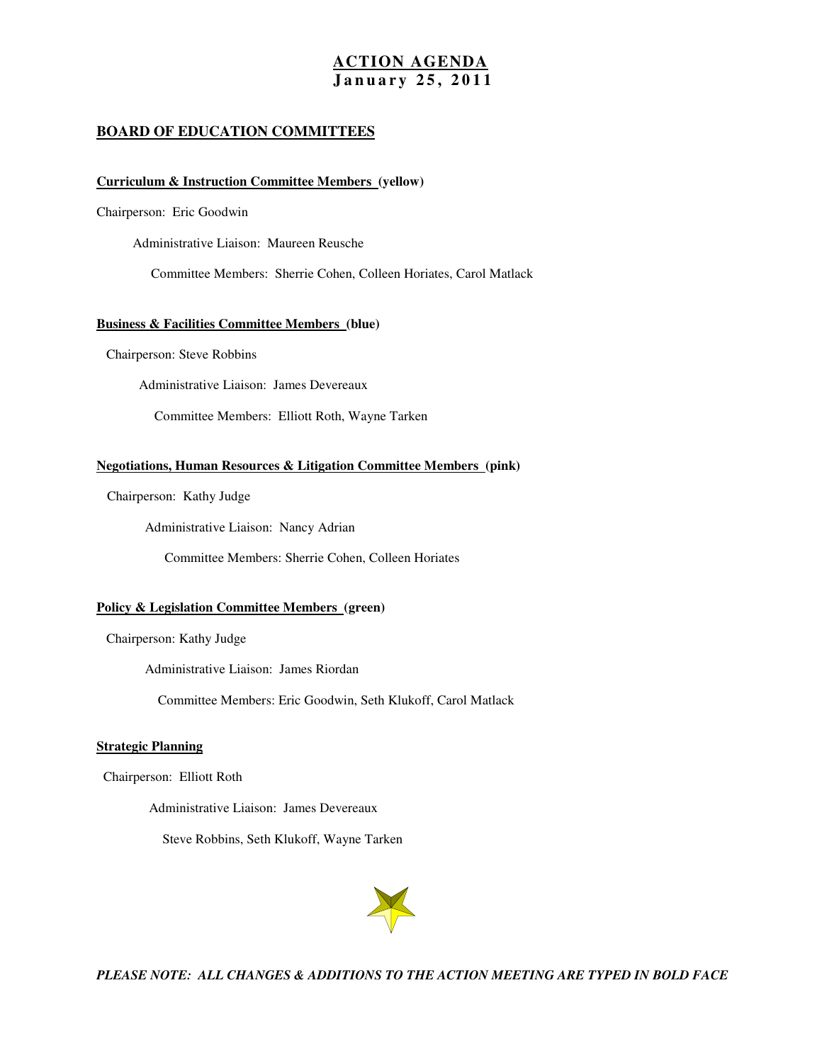# ACTION AGENDA
## January 25, 2011

## BOARD OF EDUCATION COMMITTEES

### Curriculum & Instruction Committee Members (yellow)

Chairperson: Eric Goodwin

Administrative Liaison: Maureen Reusche

Committee Members: Sherrie Cohen, Colleen Horiates, Carol Matlack

### Business & Facilities Committee Members (blue)

Chairperson: Steve Robbins

Administrative Liaison: James Devereaux

Committee Members: Elliott Roth, Wayne Tarken

### Negotiations, Human Resources & Litigation Committee Members (pink)

Chairperson: Kathy Judge

Administrative Liaison: Nancy Adrian

Committee Members: Sherrie Cohen, Colleen Horiates

### Policy & Legislation Committee Members (green)

Chairperson: Kathy Judge

Administrative Liaison: James Riordan

Committee Members: Eric Goodwin, Seth Klukoff, Carol Matlack

### Strategic Planning

Chairperson: Elliott Roth

Administrative Liaison: James Devereaux

Steve Robbins, Seth Klukoff, Wayne Tarken

***PLEASE NOTE: ALL CHANGES & ADDITIONS TO THE ACTION MEETING ARE TYPED IN BOLD FACE***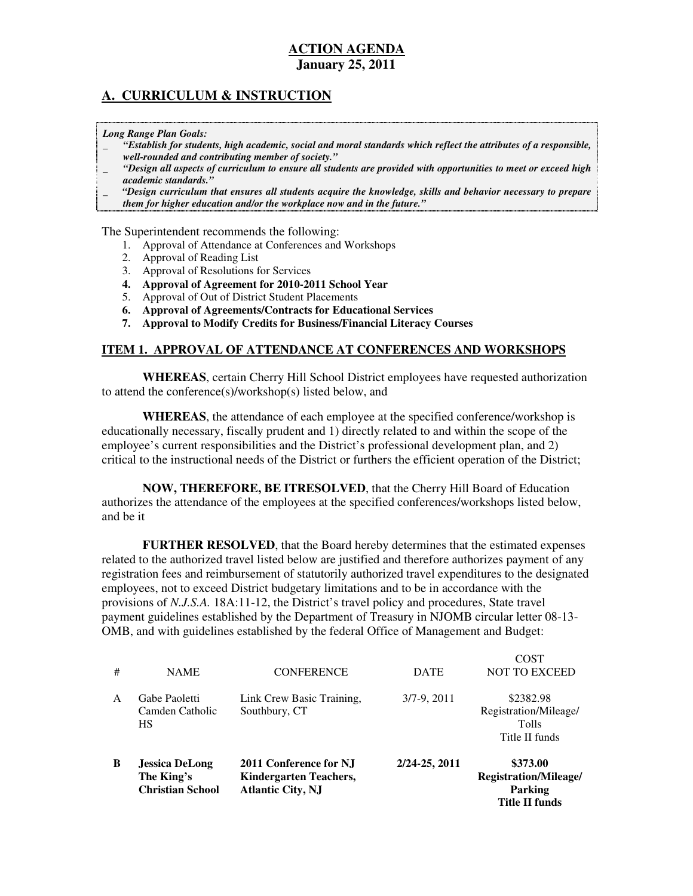# ACTION AGENDA

**January 25, 2011**

## A. CURRICULUM & INSTRUCTION

***Long Range Plan Goals:***

- *"Establish for students, high academic, social and moral standards which reflect the attributes of a responsible, well-rounded and contributing member of society."*
- *"Design all aspects of curriculum to ensure all students are provided with opportunities to meet or exceed high academic standards."*
- *"Design curriculum that ensures all students acquire the knowledge, skills and behavior necessary to prepare them for higher education and/or the workplace now and in the future."*

The Superintendent recommends the following:

1. Approval of Attendance at Conferences and Workshops
2. Approval of Reading List
3. Approval of Resolutions for Services
4. **Approval of Agreement for 2010-2011 School Year**
5. Approval of Out of District Student Placements
6. **Approval of Agreements/Contracts for Educational Services**
7. **Approval to Modify Credits for Business/Financial Literacy Courses**

### ITEM 1. APPROVAL OF ATTENDANCE AT CONFERENCES AND WORKSHOPS

**WHEREAS**, certain Cherry Hill School District employees have requested authorization to attend the conference(s)/workshop(s) listed below, and

**WHEREAS**, the attendance of each employee at the specified conference/workshop is educationally necessary, fiscally prudent and 1) directly related to and within the scope of the employee's current responsibilities and the District's professional development plan, and 2) critical to the instructional needs of the District or furthers the efficient operation of the District;

**NOW, THEREFORE, BE ITRESOLVED**, that the Cherry Hill Board of Education authorizes the attendance of the employees at the specified conferences/workshops listed below, and be it

**FURTHER RESOLVED**, that the Board hereby determines that the estimated expenses related to the authorized travel listed below are justified and therefore authorizes payment of any registration fees and reimbursement of statutorily authorized travel expenditures to the designated employees, not to exceed District budgetary limitations and to be in accordance with the provisions of *N.J.S.A.* 18A:11-12, the District's travel policy and procedures, State travel payment guidelines established by the Department of Treasury in NJOMB circular letter 08-13-OMB, and with guidelines established by the federal Office of Management and Budget:

| # | NAME | CONFERENCE | DATE | COST NOT TO EXCEED |
|---|---|---|---|---|
| A | Gabe Paoletti Camden Catholic HS | Link Crew Basic Training, Southbury, CT | 3/7-9, 2011 | $2382.98 Registration/Mileage/ Tolls Title II funds |
| **B** | **Jessica DeLong The King's Christian School** | **2011 Conference for NJ Kindergarten Teachers, Atlantic City, NJ** | **2/24-25, 2011** | **$373.00 Registration/Mileage/ Parking Title II funds** |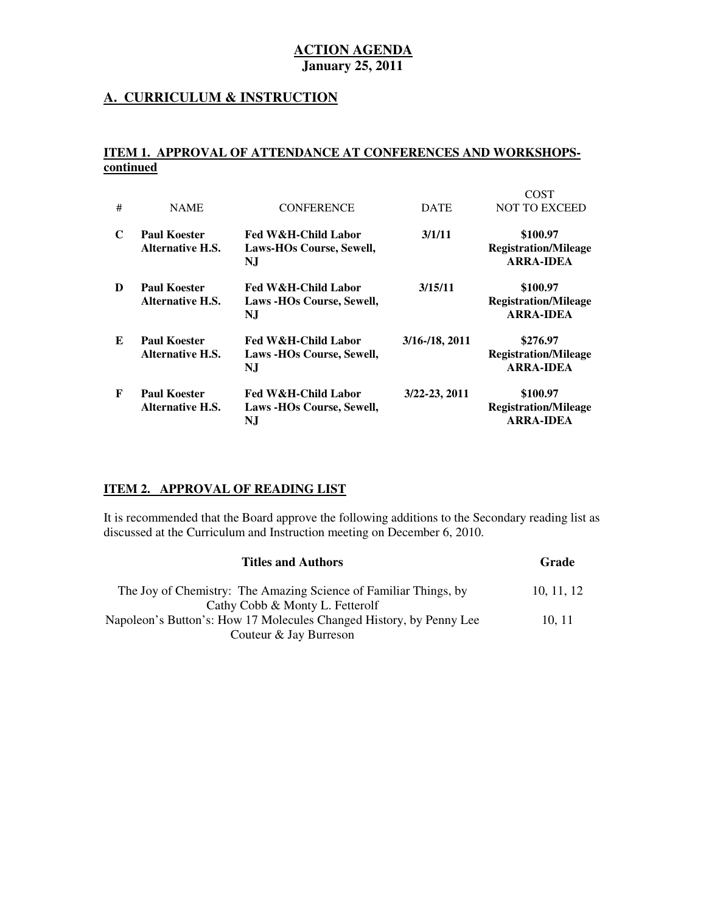**ACTION AGENDA**
**January 25, 2011**

## A. CURRICULUM & INSTRUCTION

### ITEM 1. APPROVAL OF ATTENDANCE AT CONFERENCES AND WORKSHOPS-continued

| # | NAME | CONFERENCE | DATE | COST NOT TO EXCEED |
|---|---|---|---|---|
| **C** | **Paul Koester Alternative H.S.** | **Fed W&H-Child Labor Laws-HOs Course, Sewell, NJ** | **3/1/11** | **$100.97 Registration/Mileage ARRA-IDEA** |
| **D** | **Paul Koester Alternative H.S.** | **Fed W&H-Child Labor Laws -HOs Course, Sewell, NJ** | **3/15/11** | **$100.97 Registration/Mileage ARRA-IDEA** |
| **E** | **Paul Koester Alternative H.S.** | **Fed W&H-Child Labor Laws -HOs Course, Sewell, NJ** | **3/16-/18, 2011** | **$276.97 Registration/Mileage ARRA-IDEA** |
| **F** | **Paul Koester Alternative H.S.** | **Fed W&H-Child Labor Laws -HOs Course, Sewell, NJ** | **3/22-23, 2011** | **$100.97 Registration/Mileage ARRA-IDEA** |

### ITEM 2. APPROVAL OF READING LIST

It is recommended that the Board approve the following additions to the Secondary reading list as discussed at the Curriculum and Instruction meeting on December 6, 2010.

| Titles and Authors | Grade |
|---|---|
| The Joy of Chemistry: The Amazing Science of Familiar Things, by Cathy Cobb & Monty L. Fetterolf | 10, 11, 12 |
| Napoleon's Button's: How 17 Molecules Changed History, by Penny Lee Couteur & Jay Burreson | 10, 11 |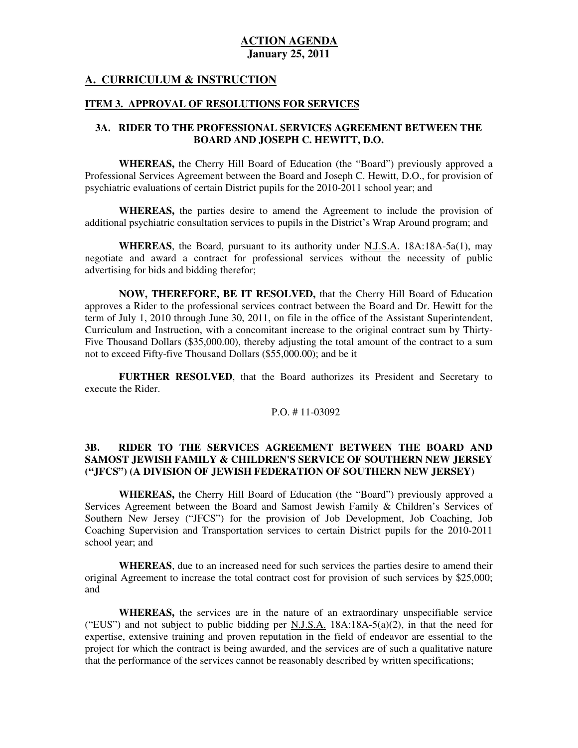**ACTION AGENDA**
**January 25, 2011**

## A. CURRICULUM & INSTRUCTION

### ITEM 3. APPROVAL OF RESOLUTIONS FOR SERVICES

#### 3A. RIDER TO THE PROFESSIONAL SERVICES AGREEMENT BETWEEN THE BOARD AND JOSEPH C. HEWITT, D.O.

**WHEREAS,** the Cherry Hill Board of Education (the "Board") previously approved a Professional Services Agreement between the Board and Joseph C. Hewitt, D.O., for provision of psychiatric evaluations of certain District pupils for the 2010-2011 school year; and

**WHEREAS,** the parties desire to amend the Agreement to include the provision of additional psychiatric consultation services to pupils in the District's Wrap Around program; and

**WHEREAS**, the Board, pursuant to its authority under N.J.S.A. 18A:18A-5a(1), may negotiate and award a contract for professional services without the necessity of public advertising for bids and bidding therefor;

**NOW, THEREFORE, BE IT RESOLVED,** that the Cherry Hill Board of Education approves a Rider to the professional services contract between the Board and Dr. Hewitt for the term of July 1, 2010 through June 30, 2011, on file in the office of the Assistant Superintendent, Curriculum and Instruction, with a concomitant increase to the original contract sum by Thirty-Five Thousand Dollars ($35,000.00), thereby adjusting the total amount of the contract to a sum not to exceed Fifty-five Thousand Dollars ($55,000.00); and be it

**FURTHER RESOLVED**, that the Board authorizes its President and Secretary to execute the Rider.

P.O. # 11-03092

#### 3B. RIDER TO THE SERVICES AGREEMENT BETWEEN THE BOARD AND SAMOST JEWISH FAMILY & CHILDREN'S SERVICE OF SOUTHERN NEW JERSEY ("JFCS") (A DIVISION OF JEWISH FEDERATION OF SOUTHERN NEW JERSEY)

**WHEREAS,** the Cherry Hill Board of Education (the "Board") previously approved a Services Agreement between the Board and Samost Jewish Family & Children's Services of Southern New Jersey ("JFCS") for the provision of Job Development, Job Coaching, Job Coaching Supervision and Transportation services to certain District pupils for the 2010-2011 school year; and

**WHEREAS**, due to an increased need for such services the parties desire to amend their original Agreement to increase the total contract cost for provision of such services by $25,000; and

**WHEREAS,** the services are in the nature of an extraordinary unspecifiable service ("EUS") and not subject to public bidding per N.J.S.A. 18A:18A-5(a)(2), in that the need for expertise, extensive training and proven reputation in the field of endeavor are essential to the project for which the contract is being awarded, and the services are of such a qualitative nature that the performance of the services cannot be reasonably described by written specifications;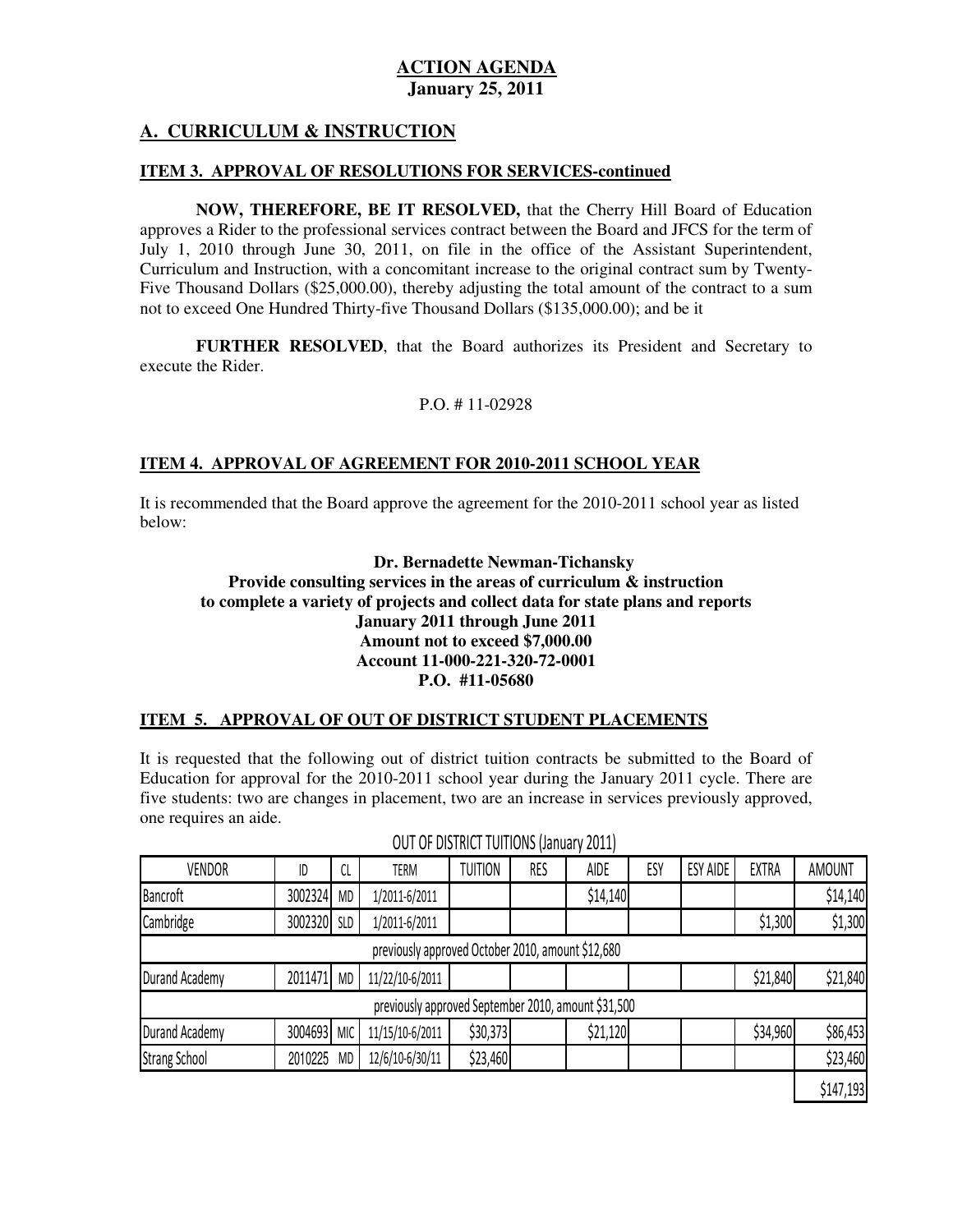# ACTION AGENDA
**January 25, 2011**

## A. CURRICULUM & INSTRUCTION

### ITEM 3. APPROVAL OF RESOLUTIONS FOR SERVICES-continued

**NOW, THEREFORE, BE IT RESOLVED,** that the Cherry Hill Board of Education approves a Rider to the professional services contract between the Board and JFCS for the term of July 1, 2010 through June 30, 2011, on file in the office of the Assistant Superintendent, Curriculum and Instruction, with a concomitant increase to the original contract sum by Twenty-Five Thousand Dollars ($25,000.00), thereby adjusting the total amount of the contract to a sum not to exceed One Hundred Thirty-five Thousand Dollars ($135,000.00); and be it

**FURTHER RESOLVED**, that the Board authorizes its President and Secretary to execute the Rider.

P.O. # 11-02928

### ITEM 4. APPROVAL OF AGREEMENT FOR 2010-2011 SCHOOL YEAR

It is recommended that the Board approve the agreement for the 2010-2011 school year as listed below:

**Dr. Bernadette Newman-Tichansky**
**Provide consulting services in the areas of curriculum & instruction to complete a variety of projects and collect data for state plans and reports**
**January 2011 through June 2011**
**Amount not to exceed $7,000.00**
**Account 11-000-221-320-72-0001**
**P.O. #11-05680**

### ITEM 5. APPROVAL OF OUT OF DISTRICT STUDENT PLACEMENTS

It is requested that the following out of district tuition contracts be submitted to the Board of Education for approval for the 2010-2011 school year during the January 2011 cycle. There are five students: two are changes in placement, two are an increase in services previously approved, one requires an aide.

OUT OF DISTRICT TUITIONS (January 2011)

| VENDOR | ID | CL | TERM | TUITION | RES | AIDE | ESY | ESY AIDE | EXTRA | AMOUNT |
|---|---|---|---|---|---|---|---|---|---|---|
| Bancroft | 3002324 | MD | 1/2011-6/2011 | | | $14,140 | | | | $14,140 |
| Cambridge | 3002320 | SLD | 1/2011-6/2011 | | | | | | $1,300 | $1,300 |
| previously approved October 2010, amount $12,680 | | | | | | | | | | |
| Durand Academy | 2011471 | MD | 11/22/10-6/2011 | | | | | | $21,840 | $21,840 |
| previously approved September 2010, amount $31,500 | | | | | | | | | | |
| Durand Academy | 3004693 | MIC | 11/15/10-6/2011 | $30,373 | | $21,120 | | | $34,960 | $86,453 |
| Strang School | 2010225 | MD | 12/6/10-6/30/11 | $23,460 | | | | | | $23,460 |
| | | | | | | | | | | $147,193 |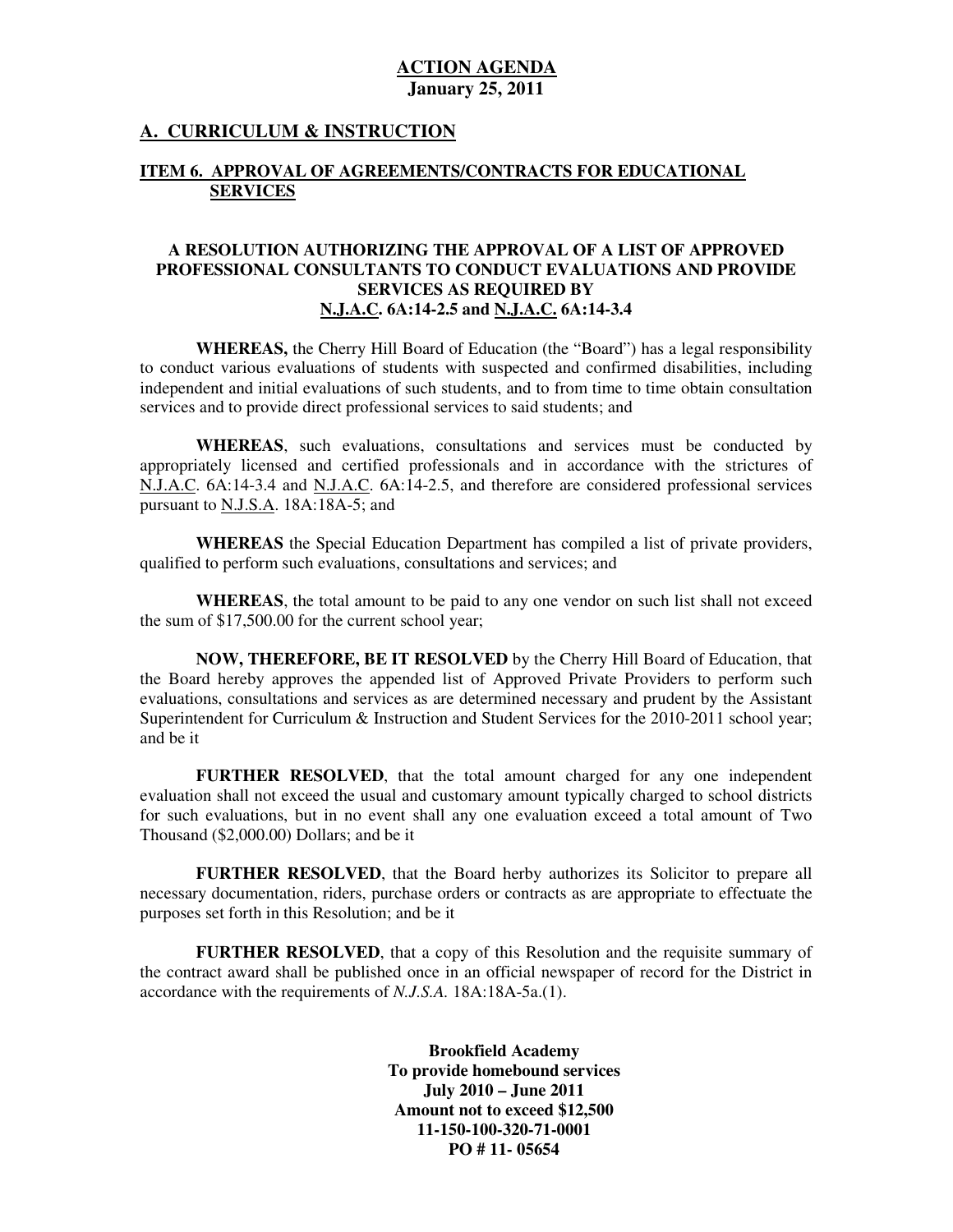# ACTION AGENDA
**January 25, 2011**

## A. CURRICULUM & INSTRUCTION

### ITEM 6. APPROVAL OF AGREEMENTS/CONTRACTS FOR EDUCATIONAL SERVICES

**A RESOLUTION AUTHORIZING THE APPROVAL OF A LIST OF APPROVED PROFESSIONAL CONSULTANTS TO CONDUCT EVALUATIONS AND PROVIDE SERVICES AS REQUIRED BY N.J.A.C. 6A:14-2.5 and N.J.A.C. 6A:14-3.4**

**WHEREAS,** the Cherry Hill Board of Education (the "Board") has a legal responsibility to conduct various evaluations of students with suspected and confirmed disabilities, including independent and initial evaluations of such students, and to from time to time obtain consultation services and to provide direct professional services to said students; and

**WHEREAS**, such evaluations, consultations and services must be conducted by appropriately licensed and certified professionals and in accordance with the strictures of N.J.A.C. 6A:14-3.4 and N.J.A.C. 6A:14-2.5, and therefore are considered professional services pursuant to N.J.S.A. 18A:18A-5; and

**WHEREAS** the Special Education Department has compiled a list of private providers, qualified to perform such evaluations, consultations and services; and

**WHEREAS**, the total amount to be paid to any one vendor on such list shall not exceed the sum of $17,500.00 for the current school year;

**NOW, THEREFORE, BE IT RESOLVED** by the Cherry Hill Board of Education, that the Board hereby approves the appended list of Approved Private Providers to perform such evaluations, consultations and services as are determined necessary and prudent by the Assistant Superintendent for Curriculum & Instruction and Student Services for the 2010-2011 school year; and be it

**FURTHER RESOLVED**, that the total amount charged for any one independent evaluation shall not exceed the usual and customary amount typically charged to school districts for such evaluations, but in no event shall any one evaluation exceed a total amount of Two Thousand ($2,000.00) Dollars; and be it

**FURTHER RESOLVED**, that the Board herby authorizes its Solicitor to prepare all necessary documentation, riders, purchase orders or contracts as are appropriate to effectuate the purposes set forth in this Resolution; and be it

**FURTHER RESOLVED**, that a copy of this Resolution and the requisite summary of the contract award shall be published once in an official newspaper of record for the District in accordance with the requirements of *N.J.S.A.* 18A:18A-5a.(1).

**Brookfield Academy**
**To provide homebound services**
**July 2010 – June 2011**
**Amount not to exceed $12,500**
**11-150-100-320-71-0001**
**PO # 11- 05654**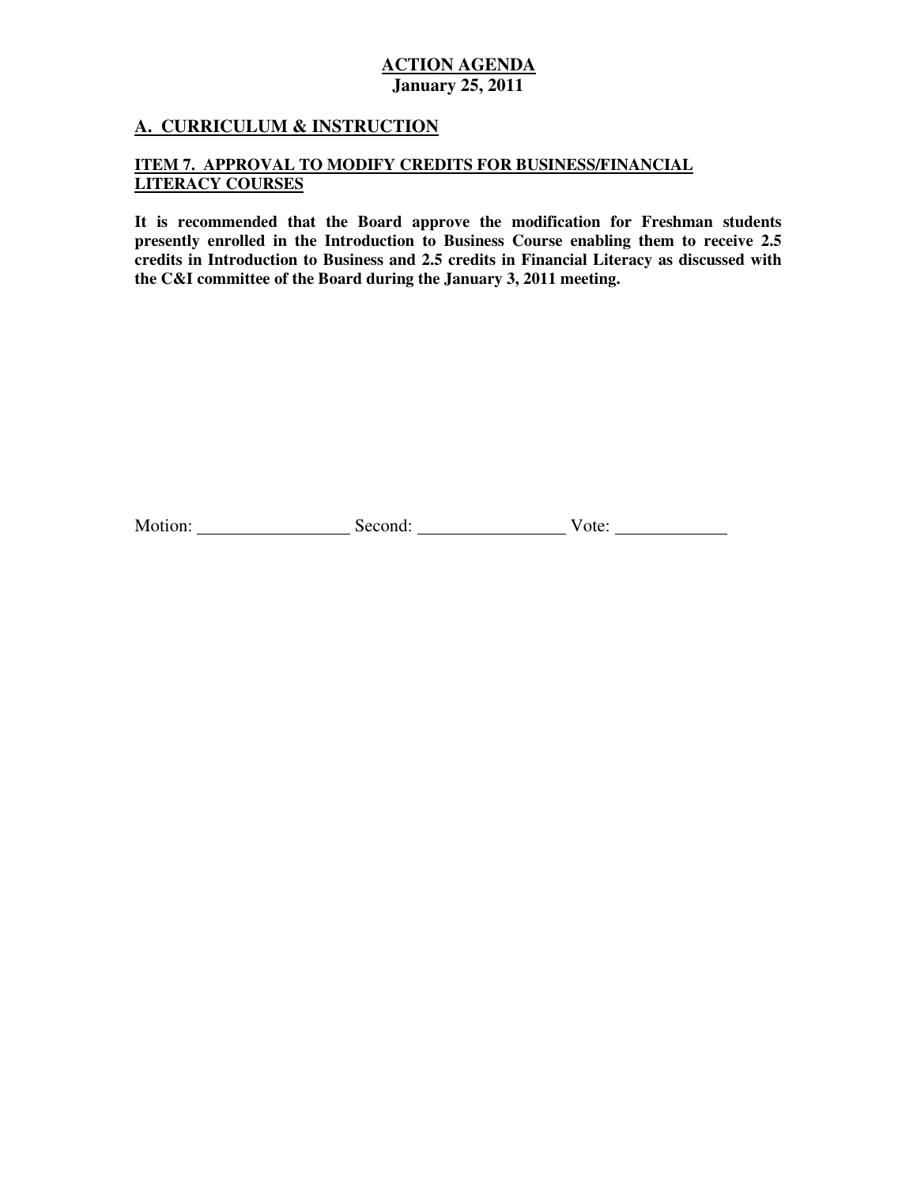## ACTION AGENDA
**January 25, 2011**

### A. CURRICULUM & INSTRUCTION

#### ITEM 7. APPROVAL TO MODIFY CREDITS FOR BUSINESS/FINANCIAL LITERACY COURSES

**It is recommended that the Board approve the modification for Freshman students presently enrolled in the Introduction to Business Course enabling them to receive 2.5 credits in Introduction to Business and 2.5 credits in Financial Literacy as discussed with the C&I committee of the Board during the January 3, 2011 meeting.**

Motion: ________________ Second: ________________ Vote: ____________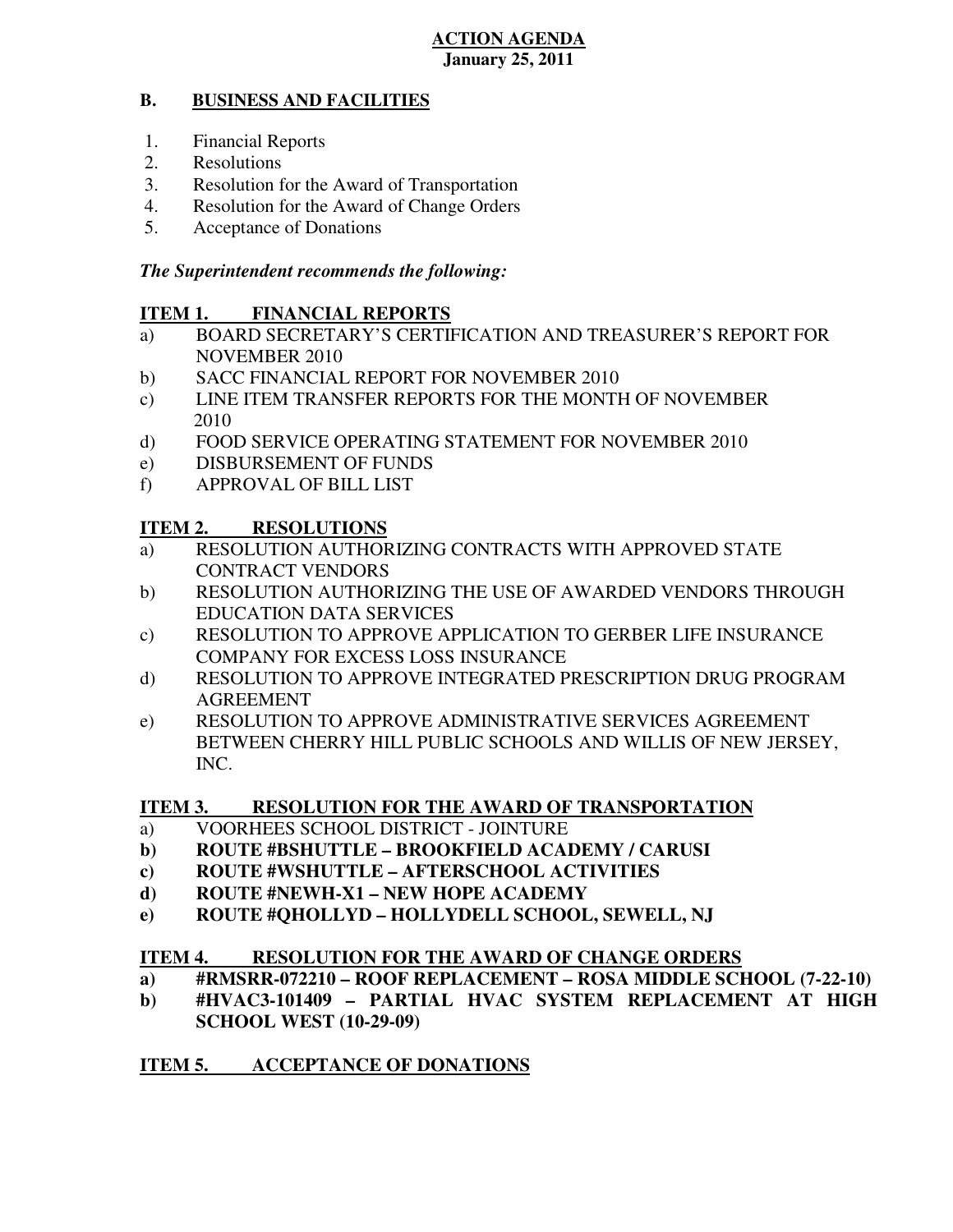**ACTION AGENDA**
**January 25, 2011**

## B. BUSINESS AND FACILITIES

1. Financial Reports
2. Resolutions
3. Resolution for the Award of Transportation
4. Resolution for the Award of Change Orders
5. Acceptance of Donations

***The Superintendent recommends the following:***

### ITEM 1. FINANCIAL REPORTS

a) BOARD SECRETARY'S CERTIFICATION AND TREASURER'S REPORT FOR NOVEMBER 2010
b) SACC FINANCIAL REPORT FOR NOVEMBER 2010
c) LINE ITEM TRANSFER REPORTS FOR THE MONTH OF NOVEMBER 2010
d) FOOD SERVICE OPERATING STATEMENT FOR NOVEMBER 2010
e) DISBURSEMENT OF FUNDS
f) APPROVAL OF BILL LIST

### ITEM 2. RESOLUTIONS

a) RESOLUTION AUTHORIZING CONTRACTS WITH APPROVED STATE CONTRACT VENDORS
b) RESOLUTION AUTHORIZING THE USE OF AWARDED VENDORS THROUGH EDUCATION DATA SERVICES
c) RESOLUTION TO APPROVE APPLICATION TO GERBER LIFE INSURANCE COMPANY FOR EXCESS LOSS INSURANCE
d) RESOLUTION TO APPROVE INTEGRATED PRESCRIPTION DRUG PROGRAM AGREEMENT
e) RESOLUTION TO APPROVE ADMINISTRATIVE SERVICES AGREEMENT BETWEEN CHERRY HILL PUBLIC SCHOOLS AND WILLIS OF NEW JERSEY, INC.

### ITEM 3. RESOLUTION FOR THE AWARD OF TRANSPORTATION

a) VOORHEES SCHOOL DISTRICT - JOINTURE
**b) ROUTE #BSHUTTLE – BROOKFIELD ACADEMY / CARUSI**
**c) ROUTE #WSHUTTLE – AFTERSCHOOL ACTIVITIES**
**d) ROUTE #NEWH-X1 – NEW HOPE ACADEMY**
**e) ROUTE #QHOLLYD – HOLLYDELL SCHOOL, SEWELL, NJ**

### ITEM 4. RESOLUTION FOR THE AWARD OF CHANGE ORDERS

**a) #RMSRR-072210 – ROOF REPLACEMENT – ROSA MIDDLE SCHOOL (7-22-10)**
**b) #HVAC3-101409 – PARTIAL HVAC SYSTEM REPLACEMENT AT HIGH SCHOOL WEST (10-29-09)**

### ITEM 5. ACCEPTANCE OF DONATIONS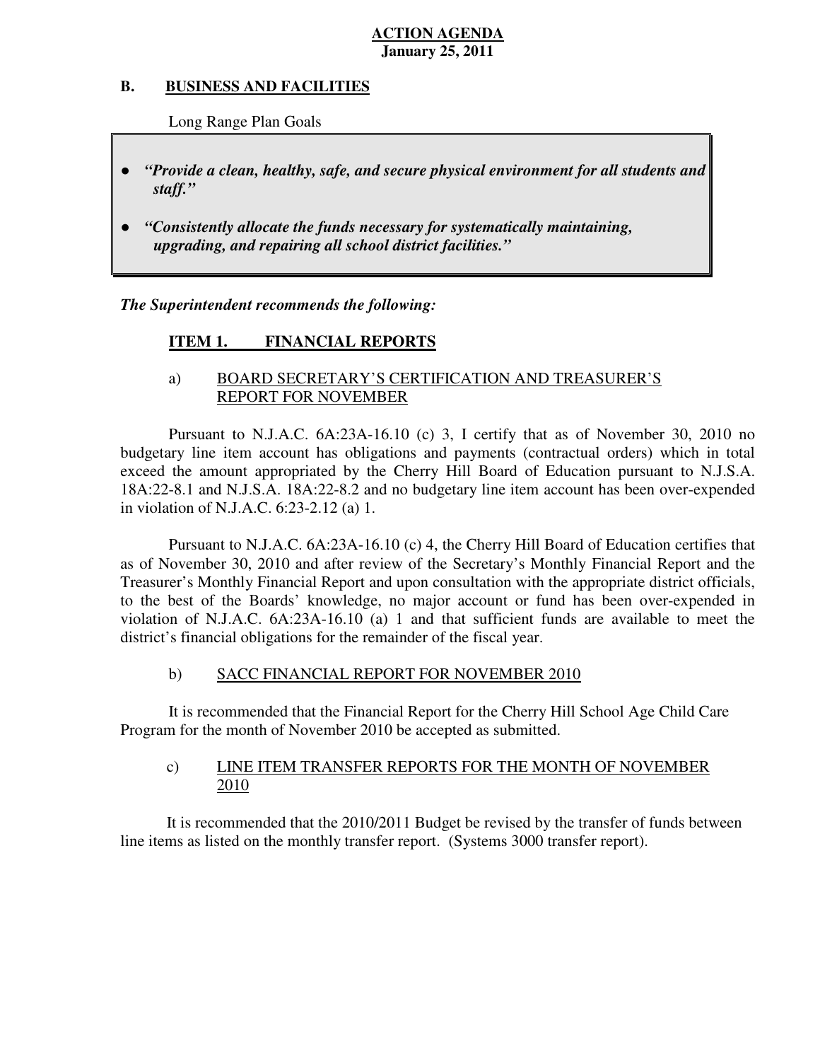**ACTION AGENDA**
**January 25, 2011**

## B. BUSINESS AND FACILITIES

Long Range Plan Goals

- ***"Provide a clean, healthy, safe, and secure physical environment for all students and staff."***
- ***"Consistently allocate the funds necessary for systematically maintaining, upgrading, and repairing all school district facilities."***

***The Superintendent recommends the following:***

### ITEM 1. FINANCIAL REPORTS

a) BOARD SECRETARY'S CERTIFICATION AND TREASURER'S REPORT FOR NOVEMBER

Pursuant to N.J.A.C. 6A:23A-16.10 (c) 3, I certify that as of November 30, 2010 no budgetary line item account has obligations and payments (contractual orders) which in total exceed the amount appropriated by the Cherry Hill Board of Education pursuant to N.J.S.A. 18A:22-8.1 and N.J.S.A. 18A:22-8.2 and no budgetary line item account has been over-expended in violation of N.J.A.C. 6:23-2.12 (a) 1.

Pursuant to N.J.A.C. 6A:23A-16.10 (c) 4, the Cherry Hill Board of Education certifies that as of November 30, 2010 and after review of the Secretary's Monthly Financial Report and the Treasurer's Monthly Financial Report and upon consultation with the appropriate district officials, to the best of the Boards' knowledge, no major account or fund has been over-expended in violation of N.J.A.C. 6A:23A-16.10 (a) 1 and that sufficient funds are available to meet the district's financial obligations for the remainder of the fiscal year.

b) SACC FINANCIAL REPORT FOR NOVEMBER 2010

It is recommended that the Financial Report for the Cherry Hill School Age Child Care Program for the month of November 2010 be accepted as submitted.

c) LINE ITEM TRANSFER REPORTS FOR THE MONTH OF NOVEMBER 2010

It is recommended that the 2010/2011 Budget be revised by the transfer of funds between line items as listed on the monthly transfer report. (Systems 3000 transfer report).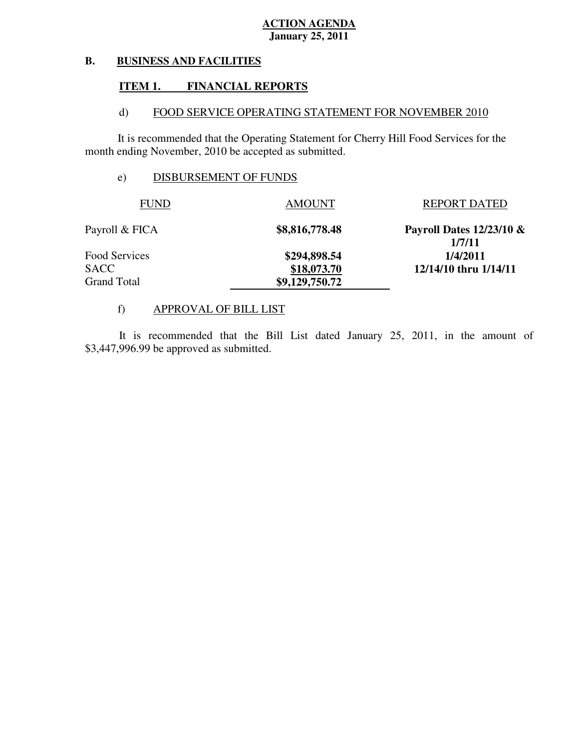**ACTION AGENDA**
**January 25, 2011**

## B. BUSINESS AND FACILITIES

### ITEM 1. FINANCIAL REPORTS

d) FOOD SERVICE OPERATING STATEMENT FOR NOVEMBER 2010

It is recommended that the Operating Statement for Cherry Hill Food Services for the month ending November, 2010 be accepted as submitted.

e) DISBURSEMENT OF FUNDS

| FUND | AMOUNT | REPORT DATED |
|---|---|---|
| Payroll & FICA | **$8,816,778.48** | **Payroll Dates 12/23/10 & 1/7/11** |
| Food Services | **$294,898.54** | **1/4/2011** |
| SACC | **$18,073.70** | **12/14/10 thru 1/14/11** |
| Grand Total | **$9,129,750.72** | |

f) APPROVAL OF BILL LIST

It is recommended that the Bill List dated January 25, 2011, in the amount of $3,447,996.99 be approved as submitted.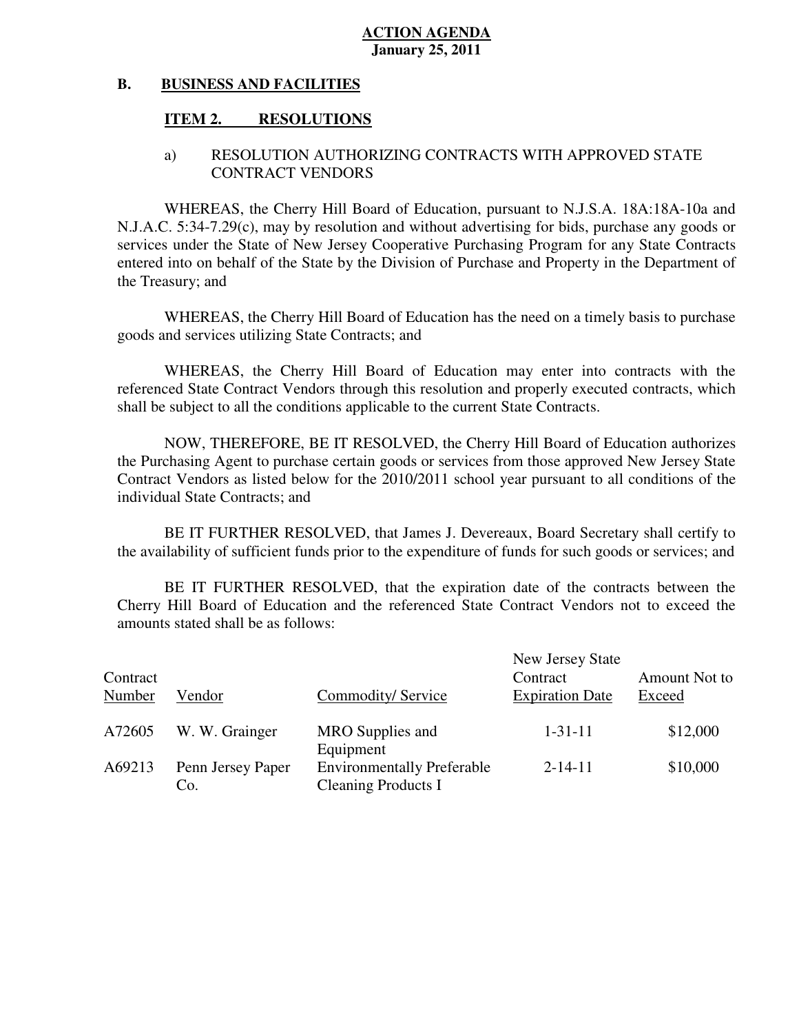**ACTION AGENDA**
**January 25, 2011**

## B. BUSINESS AND FACILITIES

### ITEM 2. RESOLUTIONS

a) RESOLUTION AUTHORIZING CONTRACTS WITH APPROVED STATE CONTRACT VENDORS

WHEREAS, the Cherry Hill Board of Education, pursuant to N.J.S.A. 18A:18A-10a and N.J.A.C. 5:34-7.29(c), may by resolution and without advertising for bids, purchase any goods or services under the State of New Jersey Cooperative Purchasing Program for any State Contracts entered into on behalf of the State by the Division of Purchase and Property in the Department of the Treasury; and

WHEREAS, the Cherry Hill Board of Education has the need on a timely basis to purchase goods and services utilizing State Contracts; and

WHEREAS, the Cherry Hill Board of Education may enter into contracts with the referenced State Contract Vendors through this resolution and properly executed contracts, which shall be subject to all the conditions applicable to the current State Contracts.

NOW, THEREFORE, BE IT RESOLVED, the Cherry Hill Board of Education authorizes the Purchasing Agent to purchase certain goods or services from those approved New Jersey State Contract Vendors as listed below for the 2010/2011 school year pursuant to all conditions of the individual State Contracts; and

BE IT FURTHER RESOLVED, that James J. Devereaux, Board Secretary shall certify to the availability of sufficient funds prior to the expenditure of funds for such goods or services; and

BE IT FURTHER RESOLVED, that the expiration date of the contracts between the Cherry Hill Board of Education and the referenced State Contract Vendors not to exceed the amounts stated shall be as follows:

| Contract Number | Vendor | Commodity/ Service | New Jersey State Contract Expiration Date | Amount Not to Exceed |
|---|---|---|---|---|
| A72605 | W. W. Grainger | MRO Supplies and Equipment | 1-31-11 | $12,000 |
| A69213 | Penn Jersey Paper Co. | Environmentally Preferable Cleaning Products I | 2-14-11 | $10,000 |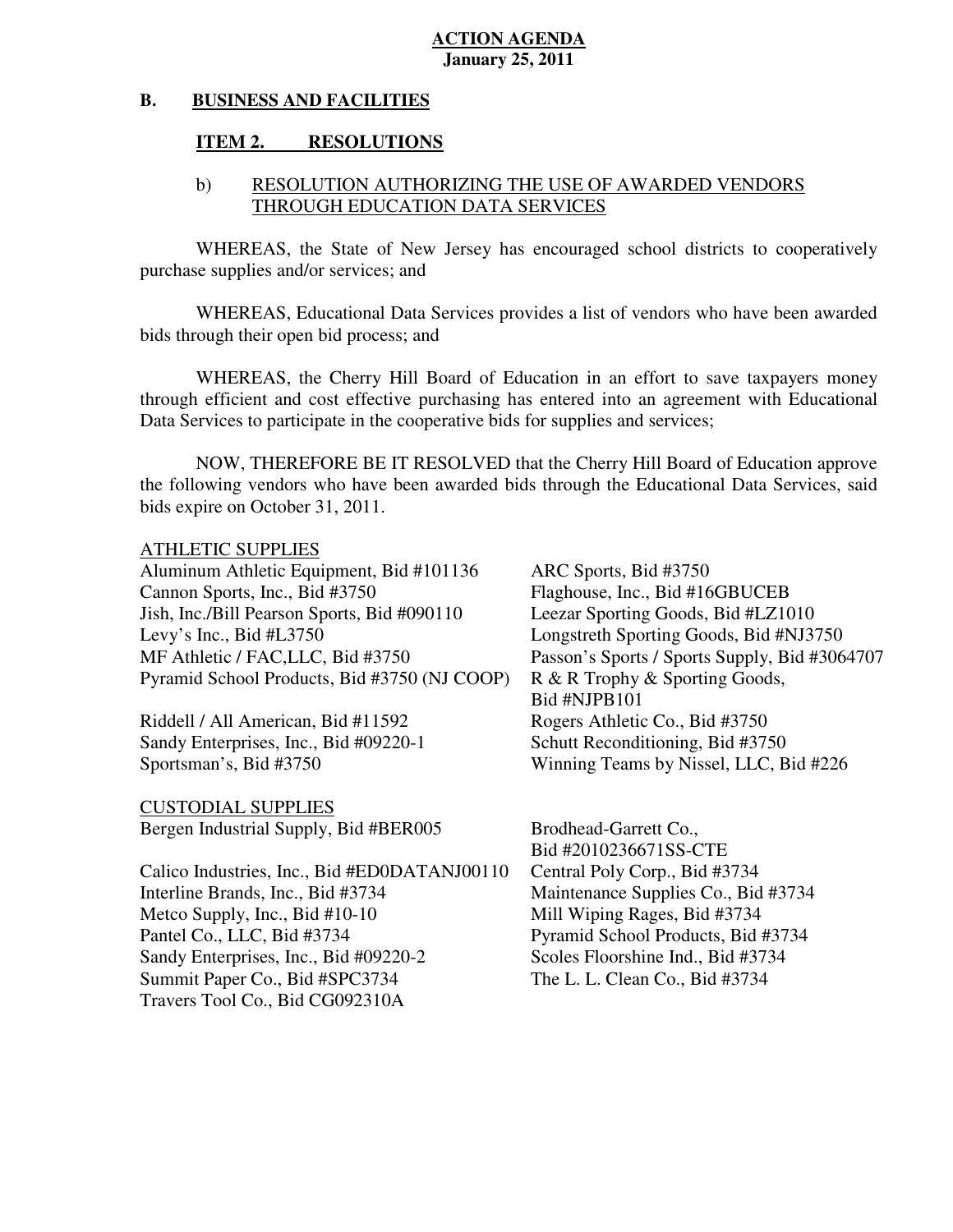**ACTION AGENDA**
**January 25, 2011**

**B. BUSINESS AND FACILITIES**

**ITEM 2. RESOLUTIONS**

b) RESOLUTION AUTHORIZING THE USE OF AWARDED VENDORS THROUGH EDUCATION DATA SERVICES

WHEREAS, the State of New Jersey has encouraged school districts to cooperatively purchase supplies and/or services; and

WHEREAS, Educational Data Services provides a list of vendors who have been awarded bids through their open bid process; and

WHEREAS, the Cherry Hill Board of Education in an effort to save taxpayers money through efficient and cost effective purchasing has entered into an agreement with Educational Data Services to participate in the cooperative bids for supplies and services;

NOW, THEREFORE BE IT RESOLVED that the Cherry Hill Board of Education approve the following vendors who have been awarded bids through the Educational Data Services, said bids expire on October 31, 2011.

ATHLETIC SUPPLIES

Aluminum Athletic Equipment, Bid #101136
ARC Sports, Bid #3750
Cannon Sports, Inc., Bid #3750
Flaghouse, Inc., Bid #16GBUCEB
Jish, Inc./Bill Pearson Sports, Bid #090110
Leezar Sporting Goods, Bid #LZ1010
Levy's Inc., Bid #L3750
Longstreth Sporting Goods, Bid #NJ3750
MF Athletic / FAC,LLC, Bid #3750
Passon's Sports / Sports Supply, Bid #3064707
Pyramid School Products, Bid #3750 (NJ COOP)
R & R Trophy & Sporting Goods, Bid #NJPB101
Riddell / All American, Bid #11592
Rogers Athletic Co., Bid #3750
Sandy Enterprises, Inc., Bid #09220-1
Schutt Reconditioning, Bid #3750
Sportsman's, Bid #3750
Winning Teams by Nissel, LLC, Bid #226

CUSTODIAL SUPPLIES

Bergen Industrial Supply, Bid #BER005
Brodhead-Garrett Co., Bid #2010236671SS-CTE
Calico Industries, Inc., Bid #ED0DATANJ00110
Central Poly Corp., Bid #3734
Interline Brands, Inc., Bid #3734
Maintenance Supplies Co., Bid #3734
Metco Supply, Inc., Bid #10-10
Mill Wiping Rages, Bid #3734
Pantel Co., LLC, Bid #3734
Pyramid School Products, Bid #3734
Sandy Enterprises, Inc., Bid #09220-2
Scoles Floorshine Ind., Bid #3734
Summit Paper Co., Bid #SPC3734
The L. L. Clean Co., Bid #3734
Travers Tool Co., Bid CG092310A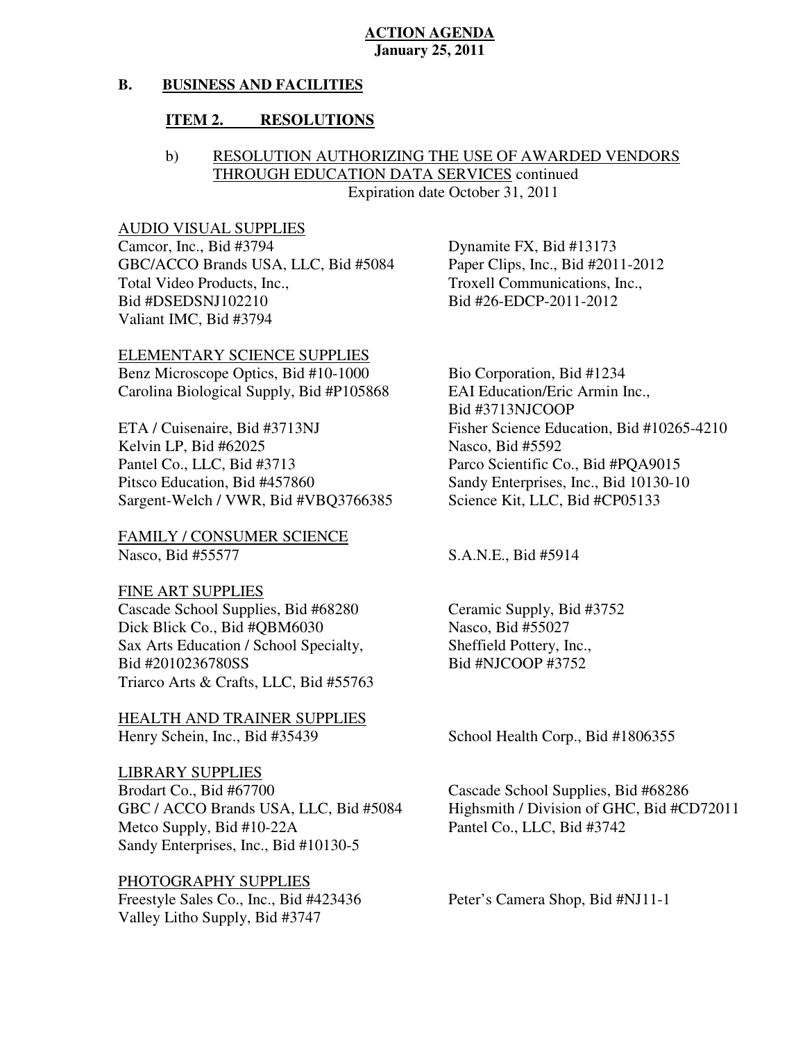**ACTION AGENDA**
**January 25, 2011**

## B. BUSINESS AND FACILITIES

### ITEM 2. RESOLUTIONS

b) RESOLUTION AUTHORIZING THE USE OF AWARDED VENDORS THROUGH EDUCATION DATA SERVICES continued
Expiration date October 31, 2011

AUDIO VISUAL SUPPLIES

Camcor, Inc., Bid #3794
GBC/ACCO Brands USA, LLC, Bid #5084
Total Video Products, Inc., Bid #DSEDSNJ102210
Valiant IMC, Bid #3794
Dynamite FX, Bid #13173
Paper Clips, Inc., Bid #2011-2012
Troxell Communications, Inc., Bid #26-EDCP-2011-2012

ELEMENTARY SCIENCE SUPPLIES

Benz Microscope Optics, Bid #10-1000
Carolina Biological Supply, Bid #P105868
Bio Corporation, Bid #1234
EAI Education/Eric Armin Inc., Bid #3713NJCOOP
ETA / Cuisenaire, Bid #3713NJ
Fisher Science Education, Bid #10265-4210
Kelvin LP, Bid #62025
Nasco, Bid #5592
Pantel Co., LLC, Bid #3713
Parco Scientific Co., Bid #PQA9015
Pitsco Education, Bid #457860
Sandy Enterprises, Inc., Bid 10130-10
Sargent-Welch / VWR, Bid #VBQ3766385
Science Kit, LLC, Bid #CP05133

FAMILY / CONSUMER SCIENCE

Nasco, Bid #55577
S.A.N.E., Bid #5914

FINE ART SUPPLIES

Cascade School Supplies, Bid #68280
Ceramic Supply, Bid #3752
Dick Blick Co., Bid #QBM6030
Nasco, Bid #55027
Sax Arts Education / School Specialty, Bid #2010236780SS
Sheffield Pottery, Inc., Bid #NJCOOP #3752
Triarco Arts & Crafts, LLC, Bid #55763

HEALTH AND TRAINER SUPPLIES

Henry Schein, Inc., Bid #35439
School Health Corp., Bid #1806355

LIBRARY SUPPLIES

Brodart Co., Bid #67700
Cascade School Supplies, Bid #68286
GBC / ACCO Brands USA, LLC, Bid #5084
Highsmith / Division of GHC, Bid #CD72011
Metco Supply, Bid #10-22A
Pantel Co., LLC, Bid #3742
Sandy Enterprises, Inc., Bid #10130-5

PHOTOGRAPHY SUPPLIES

Freestyle Sales Co., Inc., Bid #423436
Peter's Camera Shop, Bid #NJ11-1
Valley Litho Supply, Bid #3747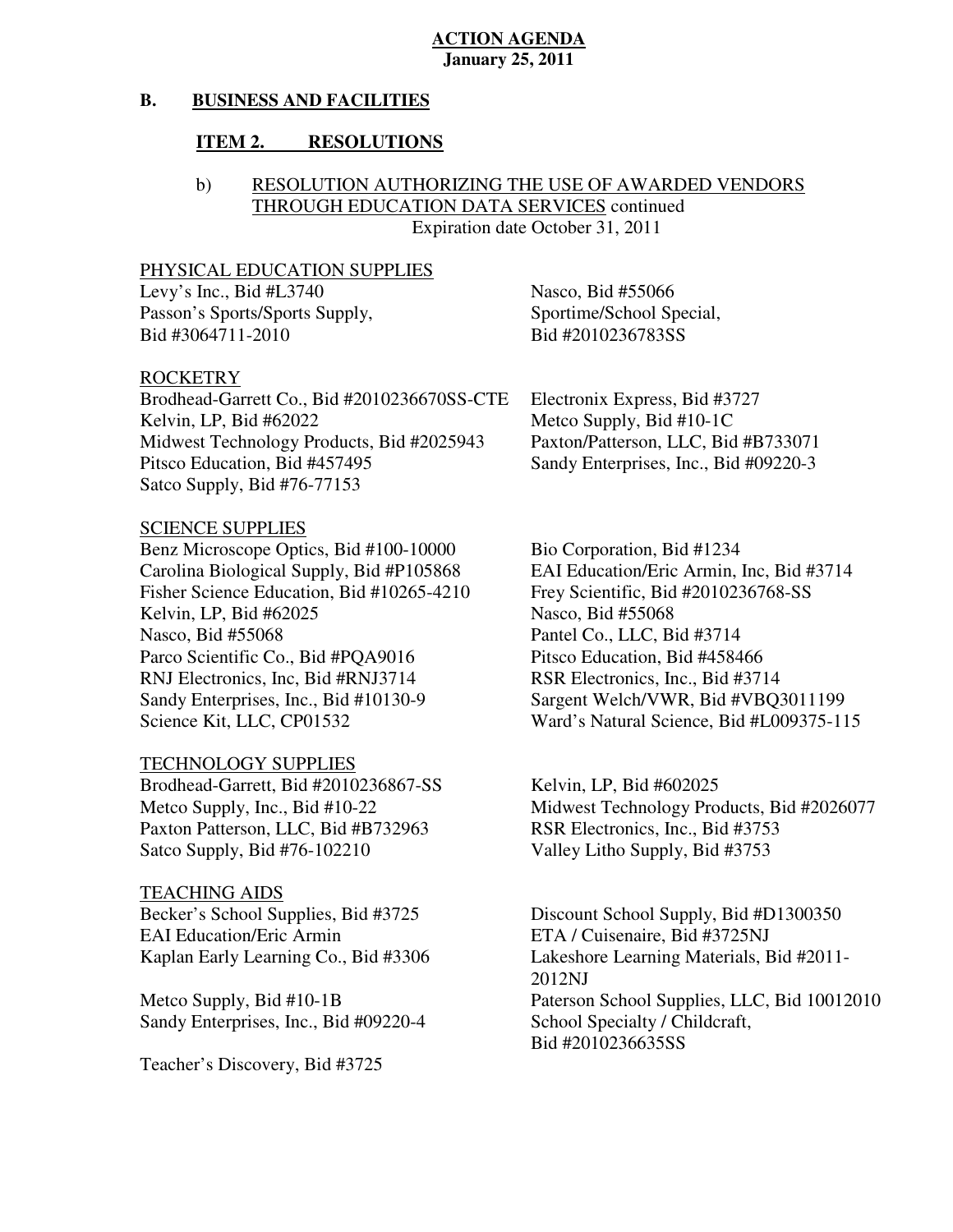**ACTION AGENDA**
**January 25, 2011**

**B. BUSINESS AND FACILITIES**

**ITEM 2. RESOLUTIONS**

b) RESOLUTION AUTHORIZING THE USE OF AWARDED VENDORS THROUGH EDUCATION DATA SERVICES continued
Expiration date October 31, 2011

PHYSICAL EDUCATION SUPPLIES

Levy's Inc., Bid #L3740
Passon's Sports/Sports Supply, Bid #3064711-2010
Nasco, Bid #55066
Sportime/School Special, Bid #2010236783SS

ROCKETRY

Brodhead-Garrett Co., Bid #2010236670SS-CTE
Kelvin, LP, Bid #62022
Midwest Technology Products, Bid #2025943
Pitsco Education, Bid #457495
Satco Supply, Bid #76-77153
Electronix Express, Bid #3727
Metco Supply, Bid #10-1C
Paxton/Patterson, LLC, Bid #B733071
Sandy Enterprises, Inc., Bid #09220-3

SCIENCE SUPPLIES

Benz Microscope Optics, Bid #100-10000
Carolina Biological Supply, Bid #P105868
Fisher Science Education, Bid #10265-4210
Kelvin, LP, Bid #62025
Nasco, Bid #55068
Parco Scientific Co., Bid #PQA9016
RNJ Electronics, Inc, Bid #RNJ3714
Sandy Enterprises, Inc., Bid #10130-9
Science Kit, LLC, CP01532
Bio Corporation, Bid #1234
EAI Education/Eric Armin, Inc, Bid #3714
Frey Scientific, Bid #2010236768-SS
Nasco, Bid #55068
Pantel Co., LLC, Bid #3714
Pitsco Education, Bid #458466
RSR Electronics, Inc., Bid #3714
Sargent Welch/VWR, Bid #VBQ3011199
Ward's Natural Science, Bid #L009375-115

TECHNOLOGY SUPPLIES

Brodhead-Garrett, Bid #2010236867-SS
Metco Supply, Inc., Bid #10-22
Paxton Patterson, LLC, Bid #B732963
Satco Supply, Bid #76-102210
Kelvin, LP, Bid #602025
Midwest Technology Products, Bid #2026077
RSR Electronics, Inc., Bid #3753
Valley Litho Supply, Bid #3753

TEACHING AIDS

Becker's School Supplies, Bid #3725
EAI Education/Eric Armin
Kaplan Early Learning Co., Bid #3306
Metco Supply, Bid #10-1B
Sandy Enterprises, Inc., Bid #09220-4
Teacher's Discovery, Bid #3725
Discount School Supply, Bid #D1300350
ETA / Cuisenaire, Bid #3725NJ
Lakeshore Learning Materials, Bid #2011-2012NJ
Paterson School Supplies, LLC, Bid 10012010
School Specialty / Childcraft, Bid #2010236635SS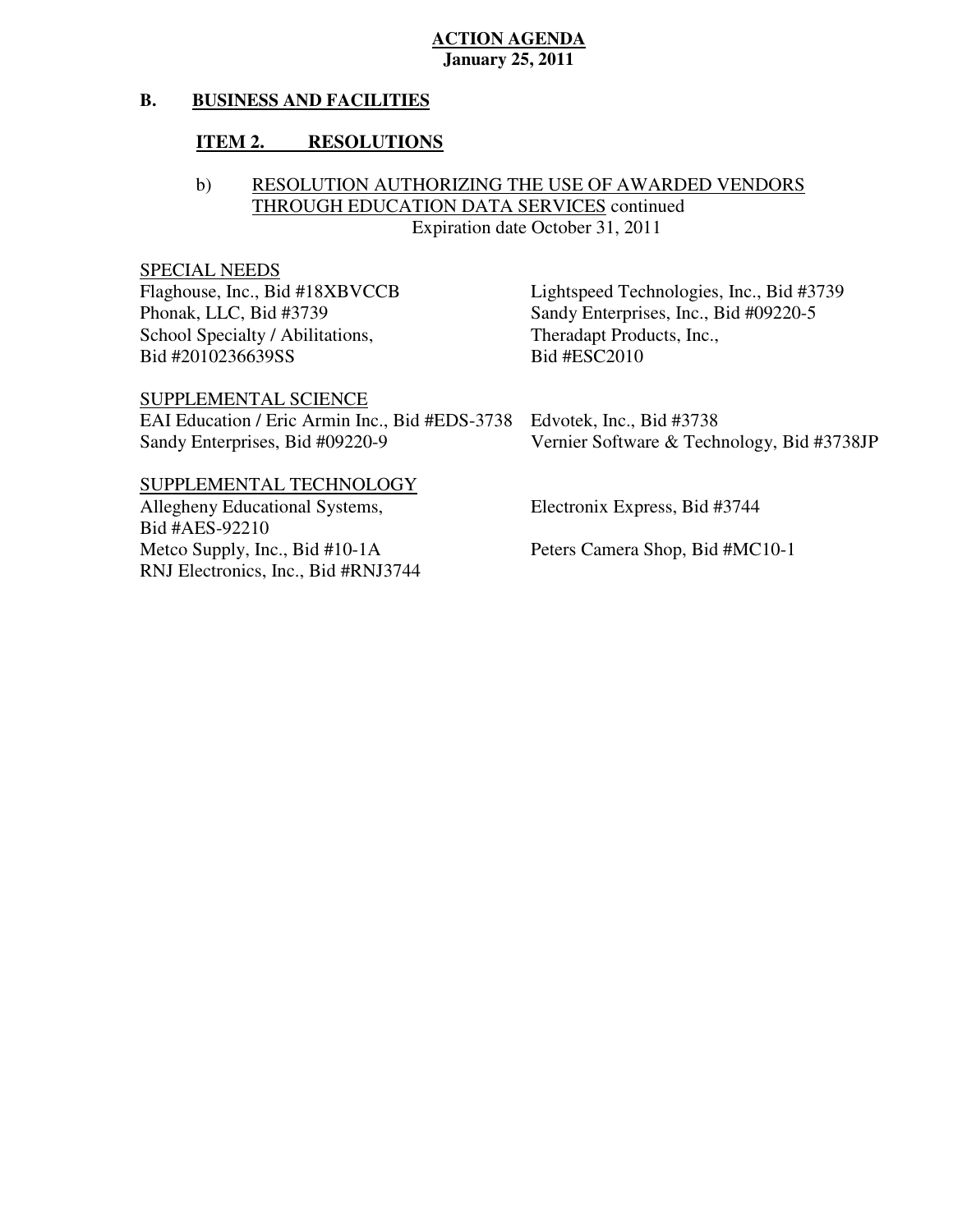**ACTION AGENDA**
**January 25, 2011**

## B. BUSINESS AND FACILITIES

### ITEM 2. RESOLUTIONS

b) RESOLUTION AUTHORIZING THE USE OF AWARDED VENDORS THROUGH EDUCATION DATA SERVICES continued
Expiration date October 31, 2011

SPECIAL NEEDS

Flaghouse, Inc., Bid #18XBVCCB
Phonak, LLC, Bid #3739
School Specialty / Abilitations, Bid #2010236639SS
Lightspeed Technologies, Inc., Bid #3739
Sandy Enterprises, Inc., Bid #09220-5
Theradapt Products, Inc., Bid #ESC2010

SUPPLEMENTAL SCIENCE

EAI Education / Eric Armin Inc., Bid #EDS-3738
Sandy Enterprises, Bid #09220-9
Edvotek, Inc., Bid #3738
Vernier Software & Technology, Bid #3738JP

SUPPLEMENTAL TECHNOLOGY

Allegheny Educational Systems, Bid #AES-92210
Metco Supply, Inc., Bid #10-1A
RNJ Electronics, Inc., Bid #RNJ3744
Electronix Express, Bid #3744
Peters Camera Shop, Bid #MC10-1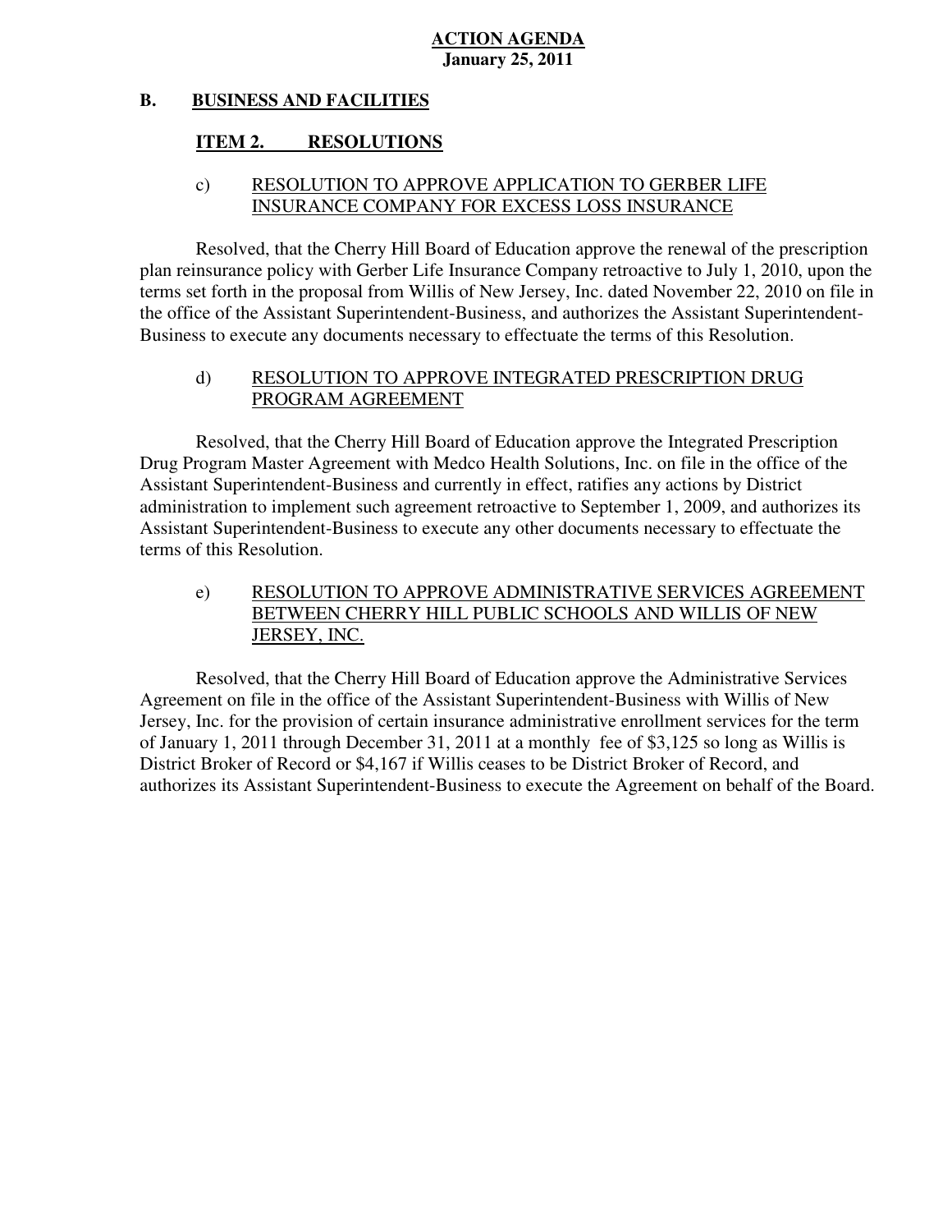**ACTION AGENDA**
**January 25, 2011**

## B. BUSINESS AND FACILITIES

### ITEM 2. RESOLUTIONS

#### c) RESOLUTION TO APPROVE APPLICATION TO GERBER LIFE INSURANCE COMPANY FOR EXCESS LOSS INSURANCE

Resolved, that the Cherry Hill Board of Education approve the renewal of the prescription plan reinsurance policy with Gerber Life Insurance Company retroactive to July 1, 2010, upon the terms set forth in the proposal from Willis of New Jersey, Inc. dated November 22, 2010 on file in the office of the Assistant Superintendent-Business, and authorizes the Assistant Superintendent-Business to execute any documents necessary to effectuate the terms of this Resolution.

#### d) RESOLUTION TO APPROVE INTEGRATED PRESCRIPTION DRUG PROGRAM AGREEMENT

Resolved, that the Cherry Hill Board of Education approve the Integrated Prescription Drug Program Master Agreement with Medco Health Solutions, Inc. on file in the office of the Assistant Superintendent-Business and currently in effect, ratifies any actions by District administration to implement such agreement retroactive to September 1, 2009, and authorizes its Assistant Superintendent-Business to execute any other documents necessary to effectuate the terms of this Resolution.

#### e) RESOLUTION TO APPROVE ADMINISTRATIVE SERVICES AGREEMENT BETWEEN CHERRY HILL PUBLIC SCHOOLS AND WILLIS OF NEW JERSEY, INC.

Resolved, that the Cherry Hill Board of Education approve the Administrative Services Agreement on file in the office of the Assistant Superintendent-Business with Willis of New Jersey, Inc. for the provision of certain insurance administrative enrollment services for the term of January 1, 2011 through December 31, 2011 at a monthly fee of $3,125 so long as Willis is District Broker of Record or $4,167 if Willis ceases to be District Broker of Record, and authorizes its Assistant Superintendent-Business to execute the Agreement on behalf of the Board.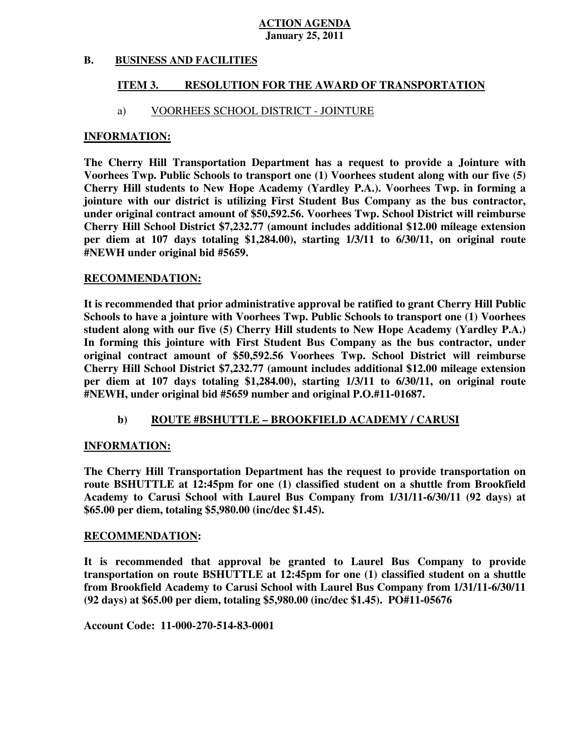**ACTION AGENDA**
**January 25, 2011**

## B. BUSINESS AND FACILITIES

### ITEM 3. RESOLUTION FOR THE AWARD OF TRANSPORTATION

a) VOORHEES SCHOOL DISTRICT - JOINTURE

**INFORMATION:**

**The Cherry Hill Transportation Department has a request to provide a Jointure with Voorhees Twp. Public Schools to transport one (1) Voorhees student along with our five (5) Cherry Hill students to New Hope Academy (Yardley P.A.). Voorhees Twp. in forming a jointure with our district is utilizing First Student Bus Company as the bus contractor, under original contract amount of $50,592.56. Voorhees Twp. School District will reimburse Cherry Hill School District $7,232.77 (amount includes additional $12.00 mileage extension per diem at 107 days totaling $1,284.00), starting 1/3/11 to 6/30/11, on original route #NEWH under original bid #5659.**

**RECOMMENDATION:**

**It is recommended that prior administrative approval be ratified to grant Cherry Hill Public Schools to have a jointure with Voorhees Twp. Public Schools to transport one (1) Voorhees student along with our five (5) Cherry Hill students to New Hope Academy (Yardley P.A.) In forming this jointure with First Student Bus Company as the bus contractor, under original contract amount of $50,592.56 Voorhees Twp. School District will reimburse Cherry Hill School District $7,232.77 (amount includes additional $12.00 mileage extension per diem at 107 days totaling $1,284.00), starting 1/3/11 to 6/30/11, on original route #NEWH, under original bid #5659 number and original P.O.#11-01687.**

**b) ROUTE #BSHUTTLE – BROOKFIELD ACADEMY / CARUSI**

**INFORMATION:**

**The Cherry Hill Transportation Department has the request to provide transportation on route BSHUTTLE at 12:45pm for one (1) classified student on a shuttle from Brookfield Academy to Carusi School with Laurel Bus Company from 1/31/11-6/30/11 (92 days) at $65.00 per diem, totaling $5,980.00 (inc/dec $1.45).**

**RECOMMENDATION:**

**It is recommended that approval be granted to Laurel Bus Company to provide transportation on route BSHUTTLE at 12:45pm for one (1) classified student on a shuttle from Brookfield Academy to Carusi School with Laurel Bus Company from 1/31/11-6/30/11 (92 days) at $65.00 per diem, totaling $5,980.00 (inc/dec $1.45). PO#11-05676**

**Account Code: 11-000-270-514-83-0001**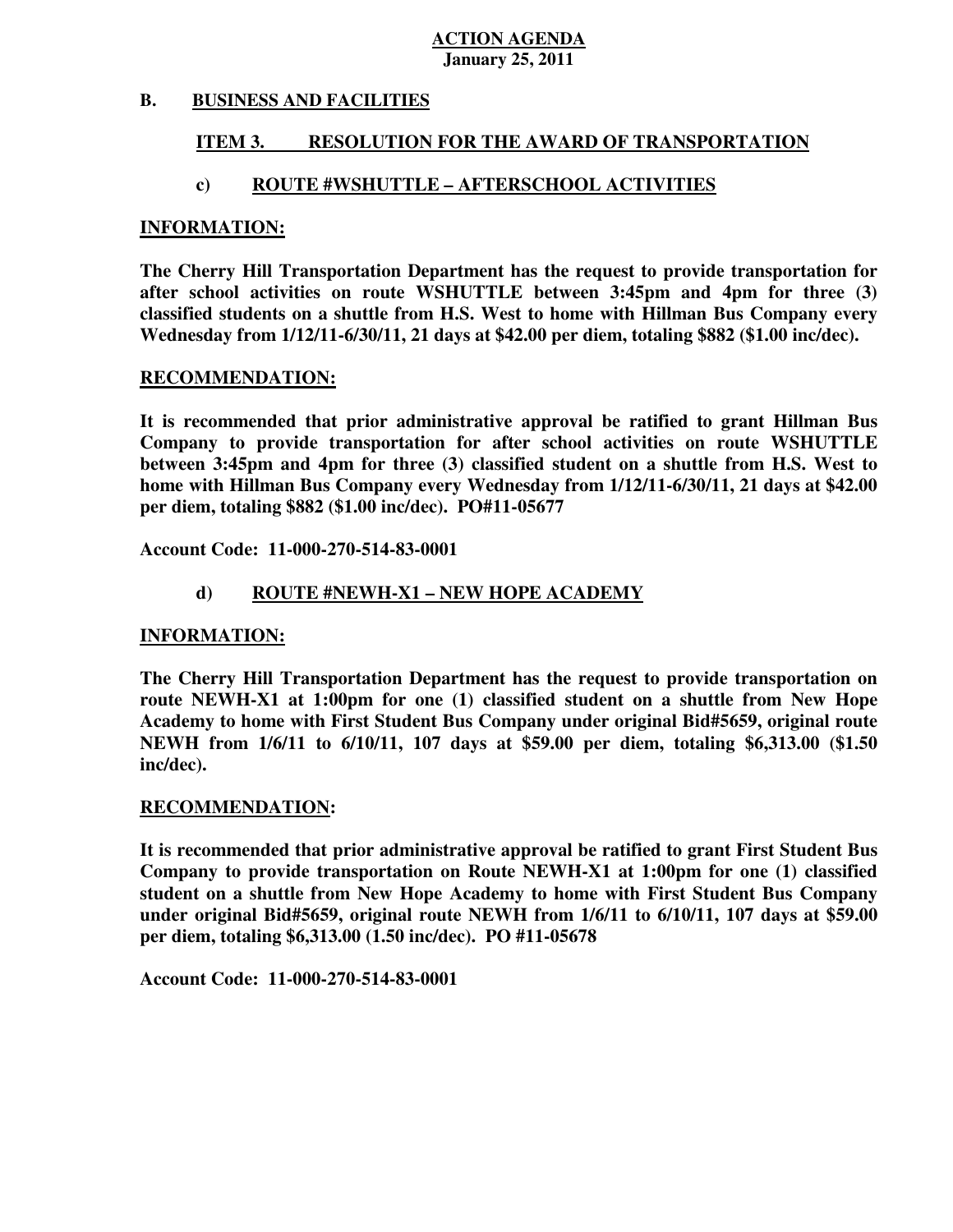**ACTION AGENDA**
**January 25, 2011**

## B. BUSINESS AND FACILITIES

### ITEM 3. RESOLUTION FOR THE AWARD OF TRANSPORTATION

#### c) ROUTE #WSHUTTLE – AFTERSCHOOL ACTIVITIES

**INFORMATION:**

**The Cherry Hill Transportation Department has the request to provide transportation for after school activities on route WSHUTTLE between 3:45pm and 4pm for three (3) classified students on a shuttle from H.S. West to home with Hillman Bus Company every Wednesday from 1/12/11-6/30/11, 21 days at $42.00 per diem, totaling $882 ($1.00 inc/dec).**

**RECOMMENDATION:**

**It is recommended that prior administrative approval be ratified to grant Hillman Bus Company to provide transportation for after school activities on route WSHUTTLE between 3:45pm and 4pm for three (3) classified student on a shuttle from H.S. West to home with Hillman Bus Company every Wednesday from 1/12/11-6/30/11, 21 days at $42.00 per diem, totaling $882 ($1.00 inc/dec). PO#11-05677**

**Account Code: 11-000-270-514-83-0001**

#### d) ROUTE #NEWH-X1 – NEW HOPE ACADEMY

**INFORMATION:**

**The Cherry Hill Transportation Department has the request to provide transportation on route NEWH-X1 at 1:00pm for one (1) classified student on a shuttle from New Hope Academy to home with First Student Bus Company under original Bid#5659, original route NEWH from 1/6/11 to 6/10/11, 107 days at $59.00 per diem, totaling $6,313.00 ($1.50 inc/dec).**

**RECOMMENDATION:**

**It is recommended that prior administrative approval be ratified to grant First Student Bus Company to provide transportation on Route NEWH-X1 at 1:00pm for one (1) classified student on a shuttle from New Hope Academy to home with First Student Bus Company under original Bid#5659, original route NEWH from 1/6/11 to 6/10/11, 107 days at $59.00 per diem, totaling $6,313.00 (1.50 inc/dec). PO #11-05678**

**Account Code: 11-000-270-514-83-0001**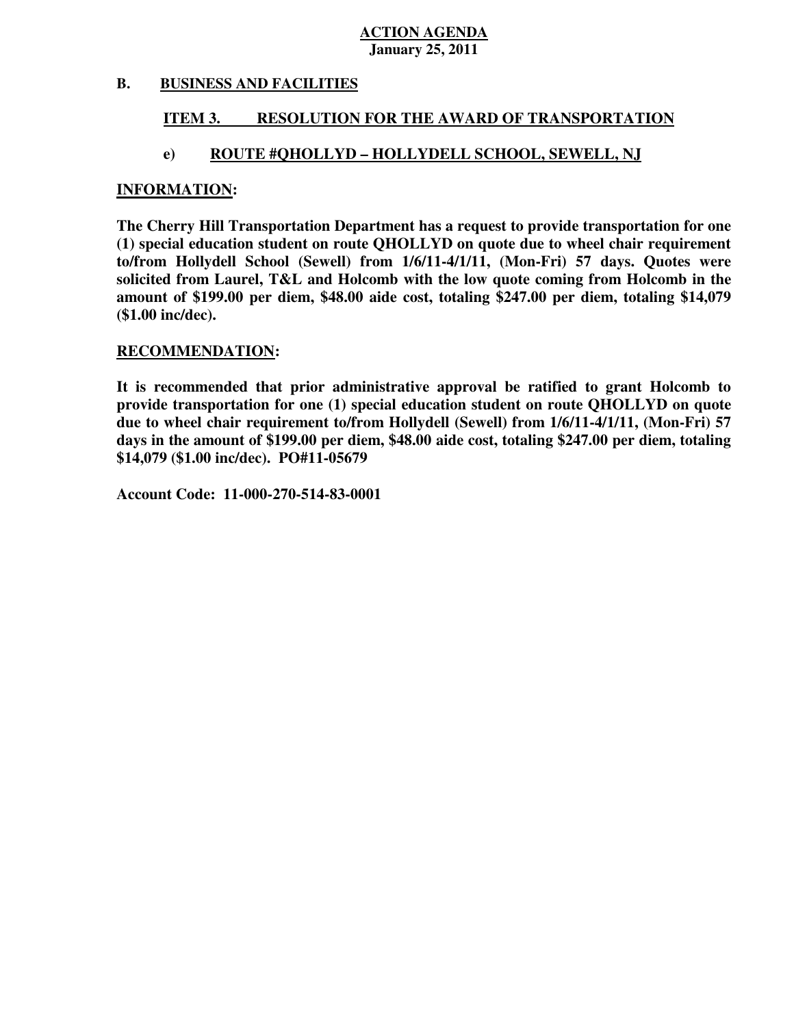**ACTION AGENDA**
**January 25, 2011**

**B. BUSINESS AND FACILITIES**

**ITEM 3. RESOLUTION FOR THE AWARD OF TRANSPORTATION**

**e) ROUTE #QHOLLYD – HOLLYDELL SCHOOL, SEWELL, NJ**

**INFORMATION:**

**The Cherry Hill Transportation Department has a request to provide transportation for one (1) special education student on route QHOLLYD on quote due to wheel chair requirement to/from Hollydell School (Sewell) from 1/6/11-4/1/11, (Mon-Fri) 57 days. Quotes were solicited from Laurel, T&L and Holcomb with the low quote coming from Holcomb in the amount of $199.00 per diem, $48.00 aide cost, totaling $247.00 per diem, totaling $14,079 ($1.00 inc/dec).**

**RECOMMENDATION:**

**It is recommended that prior administrative approval be ratified to grant Holcomb to provide transportation for one (1) special education student on route QHOLLYD on quote due to wheel chair requirement to/from Hollydell (Sewell) from 1/6/11-4/1/11, (Mon-Fri) 57 days in the amount of $199.00 per diem, $48.00 aide cost, totaling $247.00 per diem, totaling $14,079 ($1.00 inc/dec). PO#11-05679**

**Account Code: 11-000-270-514-83-0001**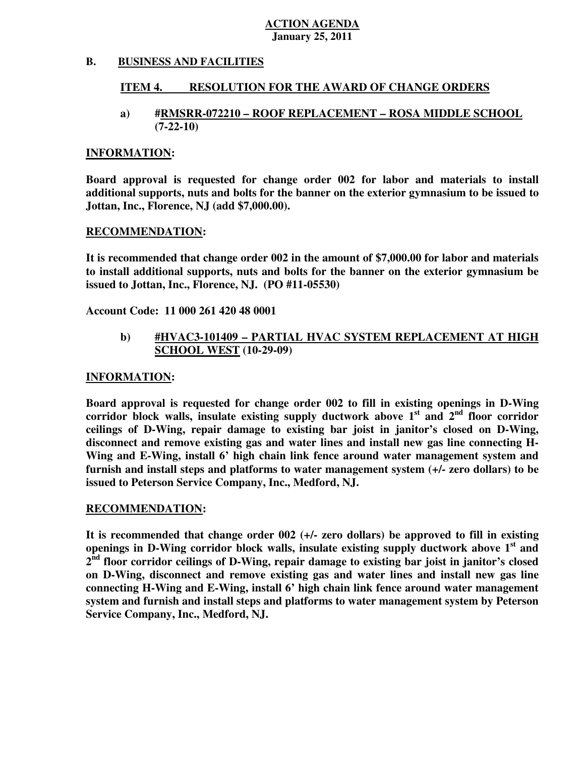**ACTION AGENDA**
**January 25, 2011**

## B. BUSINESS AND FACILITIES

### ITEM 4. RESOLUTION FOR THE AWARD OF CHANGE ORDERS

#### a) #RMSRR-072210 – ROOF REPLACEMENT – ROSA MIDDLE SCHOOL (7-22-10)

**INFORMATION:**

**Board approval is requested for change order 002 for labor and materials to install additional supports, nuts and bolts for the banner on the exterior gymnasium to be issued to Jottan, Inc., Florence, NJ (add $7,000.00).**

**RECOMMENDATION:**

**It is recommended that change order 002 in the amount of $7,000.00 for labor and materials to install additional supports, nuts and bolts for the banner on the exterior gymnasium be issued to Jottan, Inc., Florence, NJ. (PO #11-05530)**

**Account Code: 11 000 261 420 48 0001**

#### b) #HVAC3-101409 – PARTIAL HVAC SYSTEM REPLACEMENT AT HIGH SCHOOL WEST (10-29-09)

**INFORMATION:**

**Board approval is requested for change order 002 to fill in existing openings in D-Wing corridor block walls, insulate existing supply ductwork above 1st and 2nd floor corridor ceilings of D-Wing, repair damage to existing bar joist in janitor's closed on D-Wing, disconnect and remove existing gas and water lines and install new gas line connecting H-Wing and E-Wing, install 6' high chain link fence around water management system and furnish and install steps and platforms to water management system (+/- zero dollars) to be issued to Peterson Service Company, Inc., Medford, NJ.**

**RECOMMENDATION:**

**It is recommended that change order 002 (+/- zero dollars) be approved to fill in existing openings in D-Wing corridor block walls, insulate existing supply ductwork above 1st and 2nd floor corridor ceilings of D-Wing, repair damage to existing bar joist in janitor's closed on D-Wing, disconnect and remove existing gas and water lines and install new gas line connecting H-Wing and E-Wing, install 6' high chain link fence around water management system and furnish and install steps and platforms to water management system by Peterson Service Company, Inc., Medford, NJ.**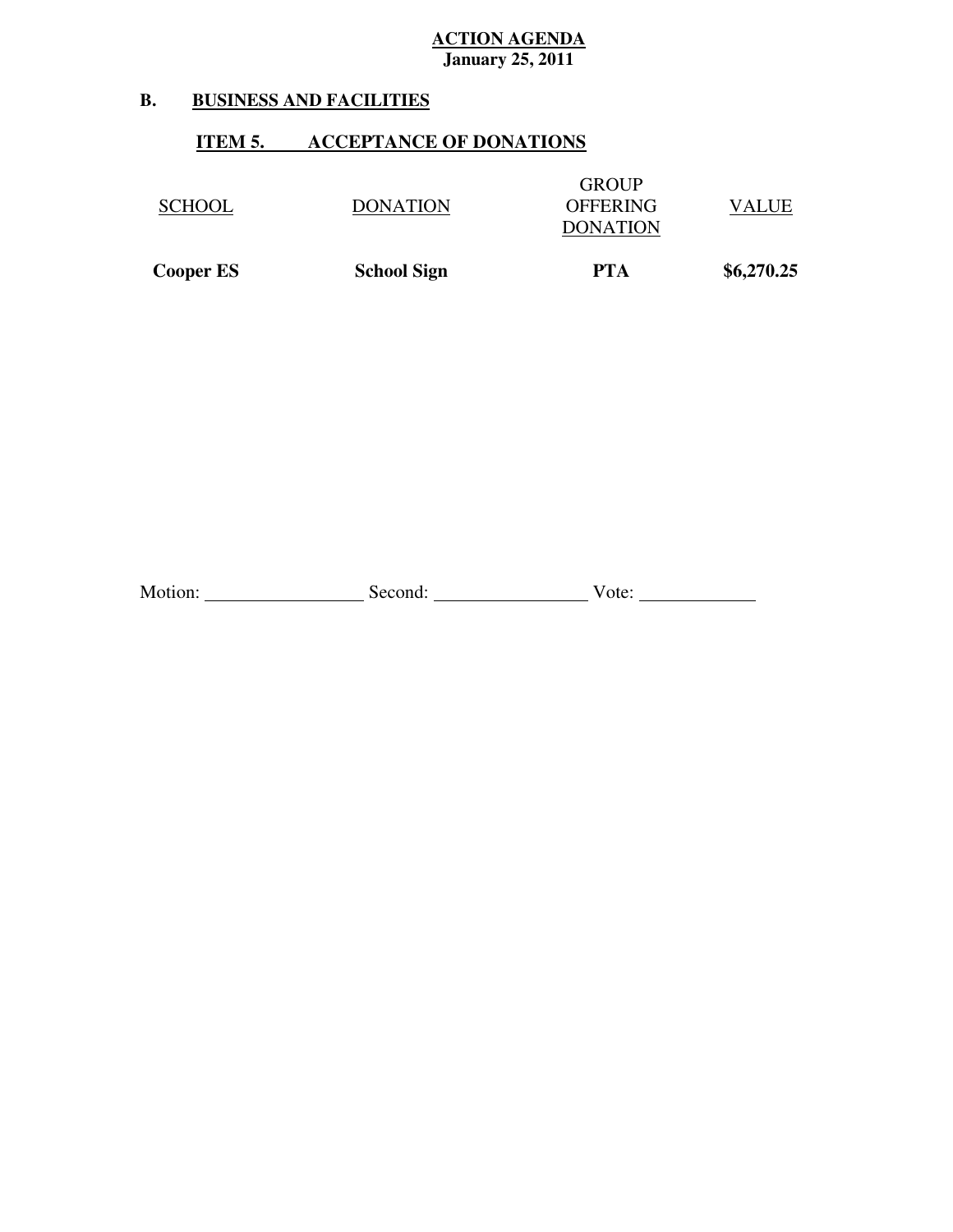**ACTION AGENDA**
**January 25, 2011**

## B. BUSINESS AND FACILITIES

### ITEM 5. ACCEPTANCE OF DONATIONS

| SCHOOL | DONATION | GROUP OFFERING DONATION | VALUE |
|---|---|---|---|
| **Cooper ES** | **School Sign** | **PTA** | **$6,270.25** |

Motion: ________________ Second: ________________ Vote: ____________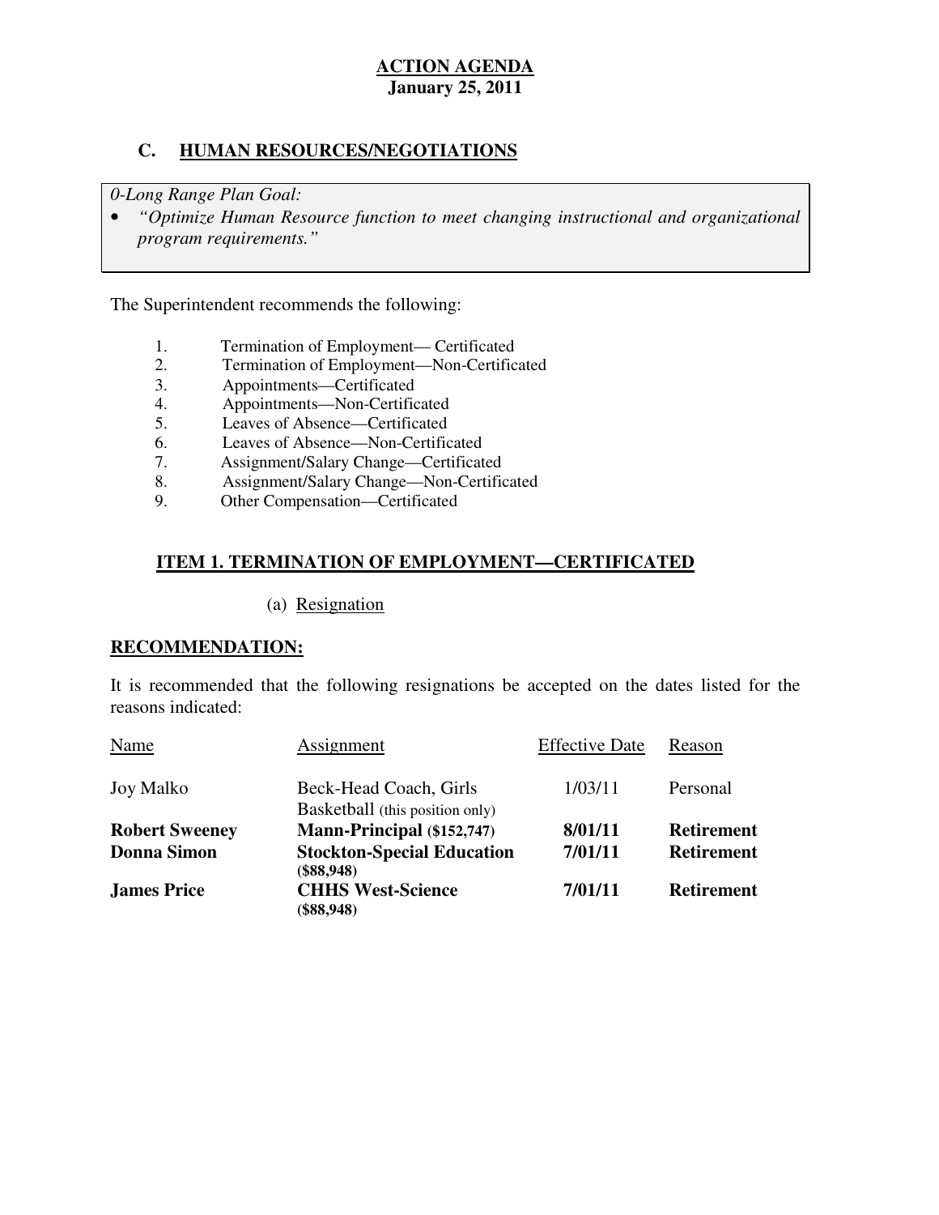# ACTION AGENDA
**January 25, 2011**

## C. HUMAN RESOURCES/NEGOTIATIONS

*0-Long Range Plan Goal:*

- *"Optimize Human Resource function to meet changing instructional and organizational program requirements."*

The Superintendent recommends the following:

1. Termination of Employment— Certificated
2. Termination of Employment—Non-Certificated
3. Appointments—Certificated
4. Appointments—Non-Certificated
5. Leaves of Absence—Certificated
6. Leaves of Absence—Non-Certificated
7. Assignment/Salary Change—Certificated
8. Assignment/Salary Change—Non-Certificated
9. Other Compensation—Certificated

### ITEM 1. TERMINATION OF EMPLOYMENT—CERTIFICATED

(a) Resignation

**RECOMMENDATION:**

It is recommended that the following resignations be accepted on the dates listed for the reasons indicated:

| Name | Assignment | Effective Date | Reason |
|---|---|---|---|
| Joy Malko | Beck-Head Coach, Girls Basketball (this position only) | 1/03/11 | Personal |
| **Robert Sweeney** | **Mann-Principal ($152,747)** | **8/01/11** | **Retirement** |
| **Donna Simon** | **Stockton-Special Education ($88,948)** | **7/01/11** | **Retirement** |
| **James Price** | **CHHS West-Science ($88,948)** | **7/01/11** | **Retirement** |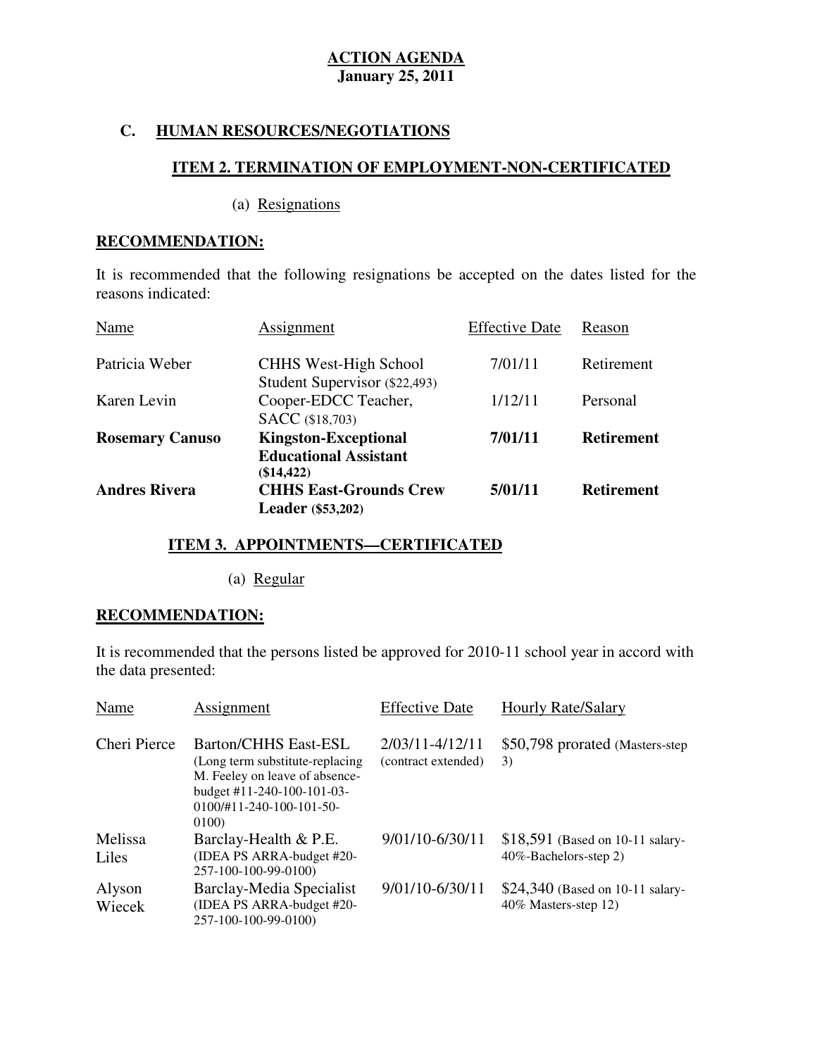**ACTION AGENDA**
**January 25, 2011**

## C. HUMAN RESOURCES/NEGOTIATIONS

### ITEM 2. TERMINATION OF EMPLOYMENT-NON-CERTIFICATED

(a) Resignations

**RECOMMENDATION:**

It is recommended that the following resignations be accepted on the dates listed for the reasons indicated:

| Name | Assignment | Effective Date | Reason |
|---|---|---|---|
| Patricia Weber | CHHS West-High School Student Supervisor ($22,493) | 7/01/11 | Retirement |
| Karen Levin | Cooper-EDCC Teacher, SACC ($18,703) | 1/12/11 | Personal |
| **Rosemary Canuso** | **Kingston-Exceptional Educational Assistant ($14,422)** | **7/01/11** | **Retirement** |
| **Andres Rivera** | **CHHS East-Grounds Crew Leader ($53,202)** | **5/01/11** | **Retirement** |

### ITEM 3. APPOINTMENTS—CERTIFICATED

(a) Regular

**RECOMMENDATION:**

It is recommended that the persons listed be approved for 2010-11 school year in accord with the data presented:

| Name | Assignment | Effective Date | Hourly Rate/Salary |
|---|---|---|---|
| Cheri Pierce | Barton/CHHS East-ESL (Long term substitute-replacing M. Feeley on leave of absence-budget #11-240-100-101-03-0100/#11-240-100-101-50-0100) | 2/03/11-4/12/11 (contract extended) | $50,798 prorated (Masters-step 3) |
| Melissa Liles | Barclay-Health & P.E. (IDEA PS ARRA-budget #20-257-100-100-99-0100) | 9/01/10-6/30/11 | $18,591 (Based on 10-11 salary-40%-Bachelors-step 2) |
| Alyson Wiecek | Barclay-Media Specialist (IDEA PS ARRA-budget #20-257-100-100-99-0100) | 9/01/10-6/30/11 | $24,340 (Based on 10-11 salary-40% Masters-step 12) |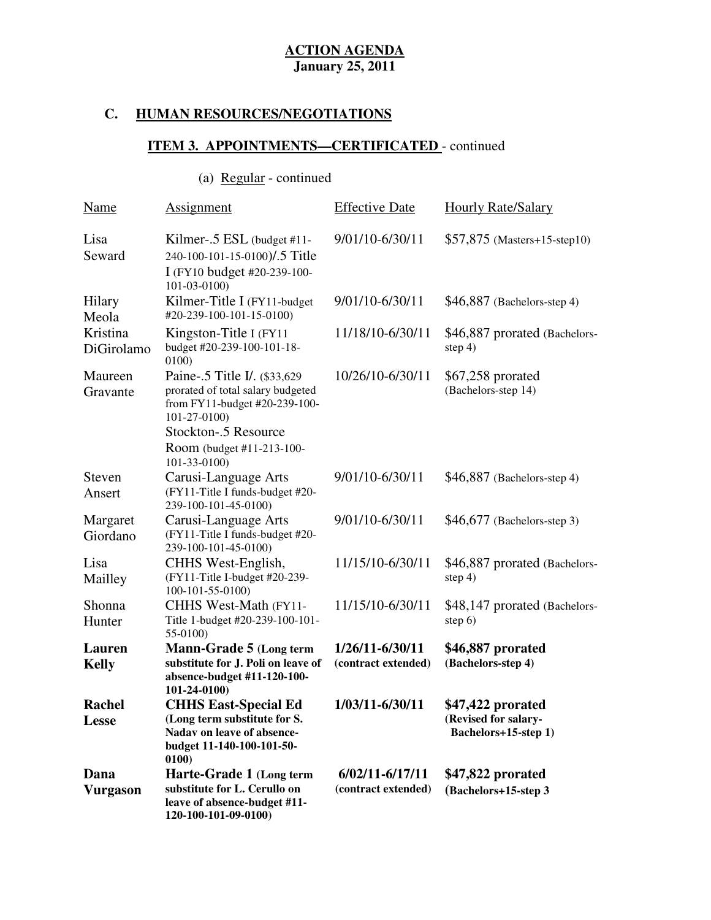**ACTION AGENDA**
**January 25, 2011**

## C. HUMAN RESOURCES/NEGOTIATIONS

### ITEM 3. APPOINTMENTS—CERTIFICATED - continued

(a) Regular - continued

| Name | Assignment | Effective Date | Hourly Rate/Salary |
|---|---|---|---|
| Lisa Seward | Kilmer-.5 ESL (budget #11-240-100-101-15-0100)/.5 Title I (FY10 budget #20-239-100-101-03-0100) | 9/01/10-6/30/11 | $57,875 (Masters+15-step10) |
| Hilary Meola | Kilmer-Title I (FY11-budget #20-239-100-101-15-0100) | 9/01/10-6/30/11 | $46,887 (Bachelors-step 4) |
| Kristina DiGirolamo | Kingston-Title I (FY11 budget #20-239-100-101-18-0100) | 11/18/10-6/30/11 | $46,887 prorated (Bachelors-step 4) |
| Maureen Gravante | Paine-.5 Title I/. ($33,629 prorated of total salary budgeted from FY11-budget #20-239-100-101-27-0100) Stockton-.5 Resource Room (budget #11-213-100-101-33-0100) | 10/26/10-6/30/11 | $67,258 prorated (Bachelors-step 14) |
| Steven Ansert | Carusi-Language Arts (FY11-Title I funds-budget #20-239-100-101-45-0100) | 9/01/10-6/30/11 | $46,887 (Bachelors-step 4) |
| Margaret Giordano | Carusi-Language Arts (FY11-Title I funds-budget #20-239-100-101-45-0100) | 9/01/10-6/30/11 | $46,677 (Bachelors-step 3) |
| Lisa Mailley | CHHS West-English, (FY11-Title I-budget #20-239-100-101-55-0100) | 11/15/10-6/30/11 | $46,887 prorated (Bachelors-step 4) |
| Shonna Hunter | CHHS West-Math (FY11-Title 1-budget #20-239-100-101-55-0100) | 11/15/10-6/30/11 | $48,147 prorated (Bachelors-step 6) |
| **Lauren Kelly** | **Mann-Grade 5 (Long term substitute for J. Poli on leave of absence-budget #11-120-100-101-24-0100)** | **1/26/11-6/30/11 (contract extended)** | **$46,887 prorated (Bachelors-step 4)** |
| **Rachel Lesse** | **CHHS East-Special Ed (Long term substitute for S. Nadav on leave of absence-budget 11-140-100-101-50-0100)** | **1/03/11-6/30/11** | **$47,422 prorated (Revised for salary-Bachelors+15-step 1)** |
| **Dana Vurgason** | **Harte-Grade 1 (Long term substitute for L. Cerullo on leave of absence-budget #11-120-100-101-09-0100)** | **6/02/11-6/17/11 (contract extended)** | **$47,822 prorated (Bachelors+15-step 3** |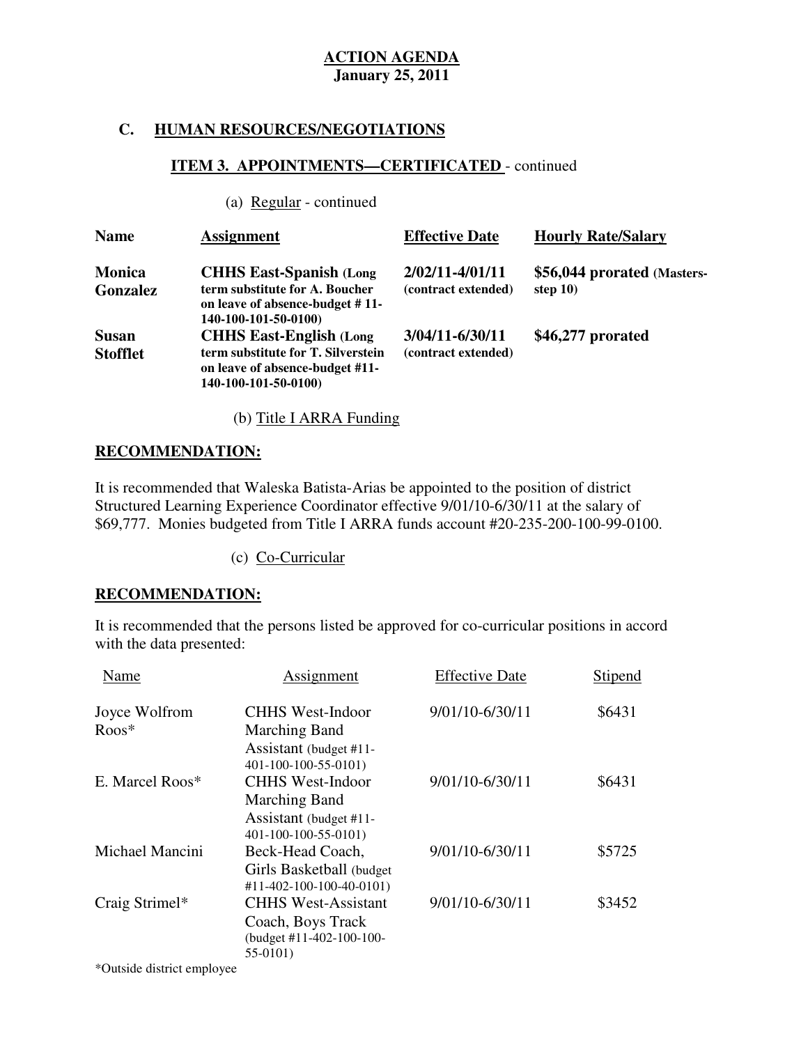**ACTION AGENDA**
**January 25, 2011**

## C. HUMAN RESOURCES/NEGOTIATIONS

### ITEM 3. APPOINTMENTS—CERTIFICATED - continued

(a) Regular - continued

| Name | Assignment | Effective Date | Hourly Rate/Salary |
|---|---|---|---|
| **Monica Gonzalez** | **CHHS East-Spanish (Long term substitute for A. Boucher on leave of absence-budget # 11-140-100-101-50-0100)** | **2/02/11-4/01/11 (contract extended)** | **$56,044 prorated (Masters-step 10)** |
| **Susan Stofflet** | **CHHS East-English (Long term substitute for T. Silverstein on leave of absence-budget #11-140-100-101-50-0100)** | **3/04/11-6/30/11 (contract extended)** | **$46,277 prorated** |

(b) Title I ARRA Funding

**RECOMMENDATION:**

It is recommended that Waleska Batista-Arias be appointed to the position of district Structured Learning Experience Coordinator effective 9/01/10-6/30/11 at the salary of $69,777. Monies budgeted from Title I ARRA funds account #20-235-200-100-99-0100.

(c) Co-Curricular

**RECOMMENDATION:**

It is recommended that the persons listed be approved for co-curricular positions in accord with the data presented:

| Name | Assignment | Effective Date | Stipend |
|---|---|---|---|
| Joyce Wolfrom Roos* | CHHS West-Indoor Marching Band Assistant (budget #11-401-100-100-55-0101) | 9/01/10-6/30/11 | $6431 |
| E. Marcel Roos* | CHHS West-Indoor Marching Band Assistant (budget #11-401-100-100-55-0101) | 9/01/10-6/30/11 | $6431 |
| Michael Mancini | Beck-Head Coach, Girls Basketball (budget #11-402-100-100-40-0101) | 9/01/10-6/30/11 | $5725 |
| Craig Strimel* | CHHS West-Assistant Coach, Boys Track (budget #11-402-100-100-55-0101) | 9/01/10-6/30/11 | $3452 |

*Outside district employee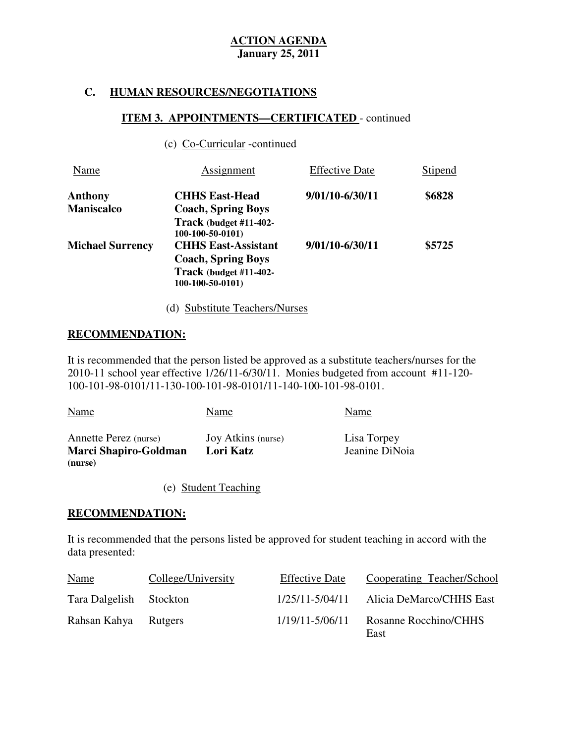**ACTION AGENDA**
**January 25, 2011**

## C. HUMAN RESOURCES/NEGOTIATIONS

### ITEM 3. APPOINTMENTS—CERTIFICATED - continued

(c) Co-Curricular -continued

| Name | Assignment | Effective Date | Stipend |
|---|---|---|---|
| **Anthony Maniscalco** | **CHHS East-Head Coach, Spring Boys Track (budget #11-402-100-100-50-0101)** | **9/01/10-6/30/11** | **$6828** |
| **Michael Surrency** | **CHHS East-Assistant Coach, Spring Boys Track (budget #11-402-100-100-50-0101)** | **9/01/10-6/30/11** | **$5725** |

(d) Substitute Teachers/Nurses

**RECOMMENDATION:**

It is recommended that the person listed be approved as a substitute teachers/nurses for the 2010-11 school year effective 1/26/11-6/30/11. Monies budgeted from account #11-120-100-101-98-0101/11-130-100-101-98-0101/11-140-100-101-98-0101.

| Name | Name | Name |
|---|---|---|
| Annette Perez (nurse) | Joy Atkins (nurse) | Lisa Torpey |
| **Marci Shapiro-Goldman (nurse)** | **Lori Katz** | Jeanine DiNoia |

(e) Student Teaching

**RECOMMENDATION:**

It is recommended that the persons listed be approved for student teaching in accord with the data presented:

| Name | College/University | Effective Date | Cooperating Teacher/School |
|---|---|---|---|
| Tara Dalgelish | Stockton | 1/25/11-5/04/11 | Alicia DeMarco/CHHS East |
| Rahsan Kahya | Rutgers | 1/19/11-5/06/11 | Rosanne Rocchino/CHHS East |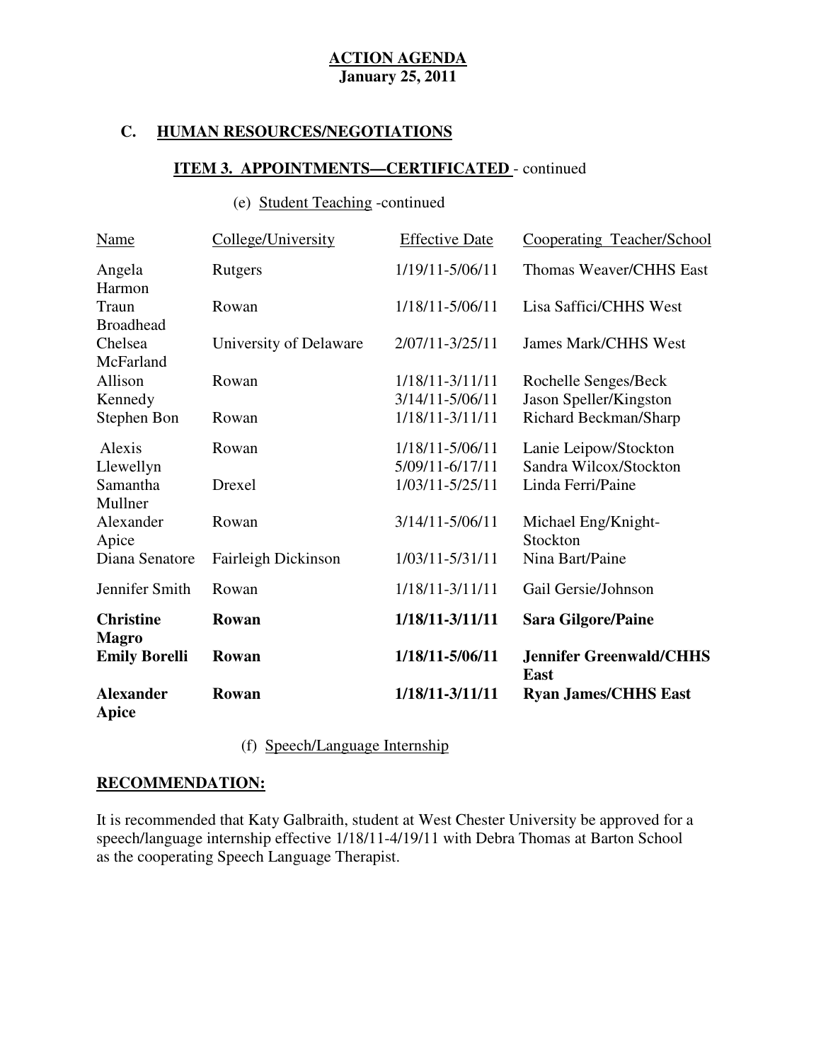**ACTION AGENDA**
**January 25, 2011**

## C. HUMAN RESOURCES/NEGOTIATIONS

### ITEM 3. APPOINTMENTS—CERTIFICATED - continued

(e) Student Teaching -continued

| Name | College/University | Effective Date | Cooperating Teacher/School |
|---|---|---|---|
| Angela Harmon | Rutgers | 1/19/11-5/06/11 | Thomas Weaver/CHHS East |
| Traun Broadhead | Rowan | 1/18/11-5/06/11 | Lisa Saffici/CHHS West |
| Chelsea McFarland | University of Delaware | 2/07/11-3/25/11 | James Mark/CHHS West |
| Allison Kennedy | Rowan | 1/18/11-3/11/11<br>3/14/11-5/06/11 | Rochelle Senges/Beck<br>Jason Speller/Kingston |
| Stephen Bon | Rowan | 1/18/11-3/11/11 | Richard Beckman/Sharp |
| Alexis Llewellyn | Rowan | 1/18/11-5/06/11<br>5/09/11-6/17/11 | Lanie Leipow/Stockton<br>Sandra Wilcox/Stockton |
| Samantha Mullner | Drexel | 1/03/11-5/25/11 | Linda Ferri/Paine |
| Alexander Apice | Rowan | 3/14/11-5/06/11 | Michael Eng/Knight-Stockton |
| Diana Senatore | Fairleigh Dickinson | 1/03/11-5/31/11 | Nina Bart/Paine |
| Jennifer Smith | Rowan | 1/18/11-3/11/11 | Gail Gersie/Johnson |
| **Christine Magro** | **Rowan** | **1/18/11-3/11/11** | **Sara Gilgore/Paine** |
| **Emily Borelli** | **Rowan** | **1/18/11-5/06/11** | **Jennifer Greenwald/CHHS East** |
| **Alexander Apice** | **Rowan** | **1/18/11-3/11/11** | **Ryan James/CHHS East** |

(f) Speech/Language Internship

**RECOMMENDATION:**

It is recommended that Katy Galbraith, student at West Chester University be approved for a speech/language internship effective 1/18/11-4/19/11 with Debra Thomas at Barton School as the cooperating Speech Language Therapist.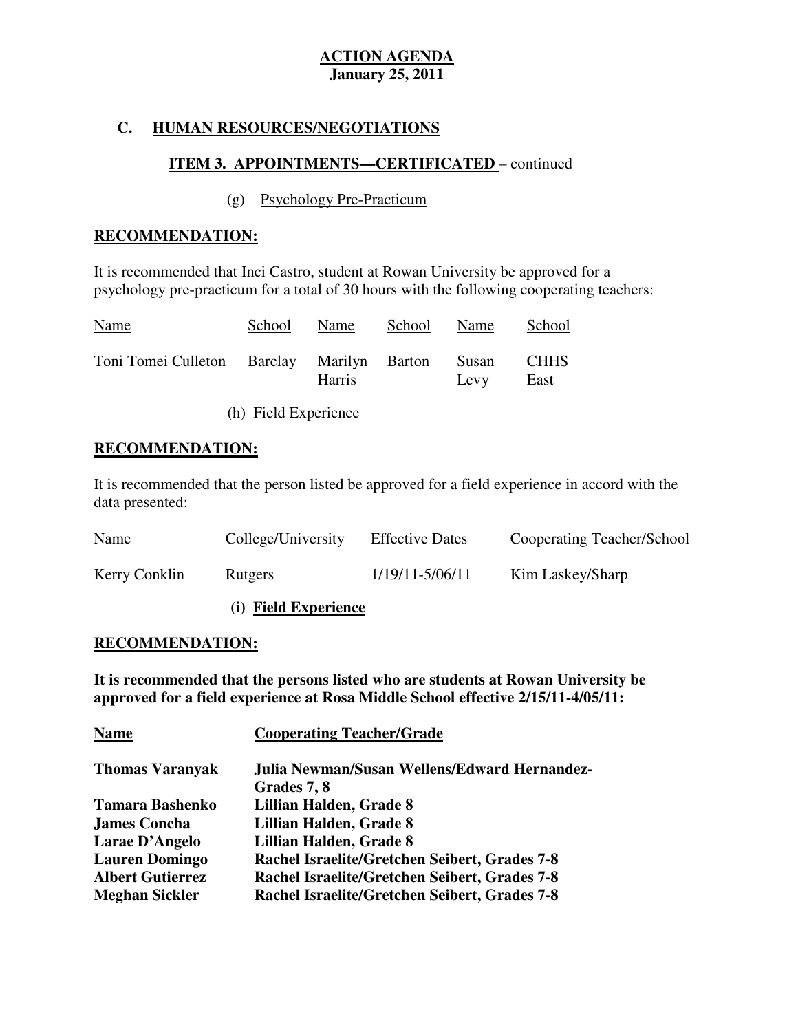**ACTION AGENDA**
**January 25, 2011**

## C. HUMAN RESOURCES/NEGOTIATIONS

### ITEM 3. APPOINTMENTS—CERTIFICATED – continued

(g) Psychology Pre-Practicum

**RECOMMENDATION:**

It is recommended that Inci Castro, student at Rowan University be approved for a psychology pre-practicum for a total of 30 hours with the following cooperating teachers:

| Name | School | Name | School | Name | School |
|---|---|---|---|---|---|
| Toni Tomei Culleton | Barclay | Marilyn Harris | Barton | Susan Levy | CHHS East |

(h) Field Experience

**RECOMMENDATION:**

It is recommended that the person listed be approved for a field experience in accord with the data presented:

| Name | College/University | Effective Dates | Cooperating Teacher/School |
|---|---|---|---|
| Kerry Conklin | Rutgers | 1/19/11-5/06/11 | Kim Laskey/Sharp |

**(i) Field Experience**

**RECOMMENDATION:**

**It is recommended that the persons listed who are students at Rowan University be approved for a field experience at Rosa Middle School effective 2/15/11-4/05/11:**

| **Name** | **Cooperating Teacher/Grade** |
|---|---|
| **Thomas Varanyak** | **Julia Newman/Susan Wellens/Edward Hernandez-Grades 7, 8** |
| **Tamara Bashenko** | **Lillian Halden, Grade 8** |
| **James Concha** | **Lillian Halden, Grade 8** |
| **Larae D'Angelo** | **Lillian Halden, Grade 8** |
| **Lauren Domingo** | **Rachel Israelite/Gretchen Seibert, Grades 7-8** |
| **Albert Gutierrez** | **Rachel Israelite/Gretchen Seibert, Grades 7-8** |
| **Meghan Sickler** | **Rachel Israelite/Gretchen Seibert, Grades 7-8** |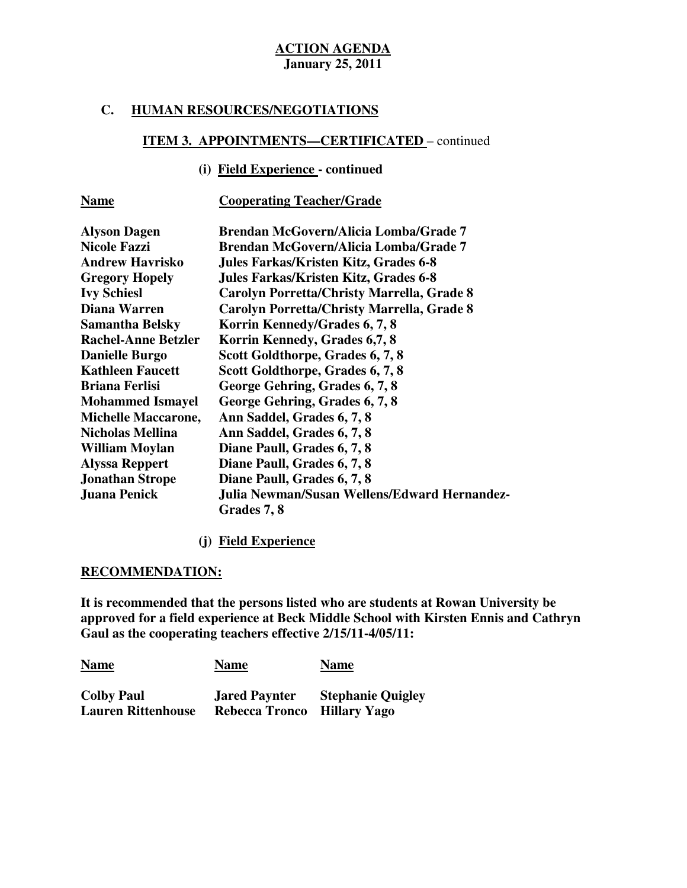**ACTION AGENDA**
**January 25, 2011**

## C. HUMAN RESOURCES/NEGOTIATIONS

### ITEM 3. APPOINTMENTS—CERTIFICATED – continued

#### (i) Field Experience - continued

| Name | Cooperating Teacher/Grade |
|---|---|
| Alyson Dagen | Brendan McGovern/Alicia Lomba/Grade 7 |
| Nicole Fazzi | Brendan McGovern/Alicia Lomba/Grade 7 |
| Andrew Havrisko | Jules Farkas/Kristen Kitz, Grades 6-8 |
| Gregory Hopely | Jules Farkas/Kristen Kitz, Grades 6-8 |
| Ivy Schiesl | Carolyn Porretta/Christy Marrella, Grade 8 |
| Diana Warren | Carolyn Porretta/Christy Marrella, Grade 8 |
| Samantha Belsky | Korrin Kennedy/Grades 6, 7, 8 |
| Rachel-Anne Betzler | Korrin Kennedy, Grades 6,7, 8 |
| Danielle Burgo | Scott Goldthorpe, Grades 6, 7, 8 |
| Kathleen Faucett | Scott Goldthorpe, Grades 6, 7, 8 |
| Briana Ferlisi | George Gehring, Grades 6, 7, 8 |
| Mohammed Ismayel | George Gehring, Grades 6, 7, 8 |
| Michelle Maccarone, | Ann Saddel, Grades 6, 7, 8 |
| Nicholas Mellina | Ann Saddel, Grades 6, 7, 8 |
| William Moylan | Diane Paull, Grades 6, 7, 8 |
| Alyssa Reppert | Diane Paull, Grades 6, 7, 8 |
| Jonathan Strope | Diane Paull, Grades 6, 7, 8 |
| Juana Penick | Julia Newman/Susan Wellens/Edward Hernandez-Grades 7, 8 |

#### (j) Field Experience

**RECOMMENDATION:**

**It is recommended that the persons listed who are students at Rowan University be approved for a field experience at Beck Middle School with Kirsten Ennis and Cathryn Gaul as the cooperating teachers effective 2/15/11-4/05/11:**

| Name | Name | Name |
|---|---|---|
| Colby Paul | Jared Paynter | Stephanie Quigley |
| Lauren Rittenhouse | Rebecca Tronco | Hillary Yago |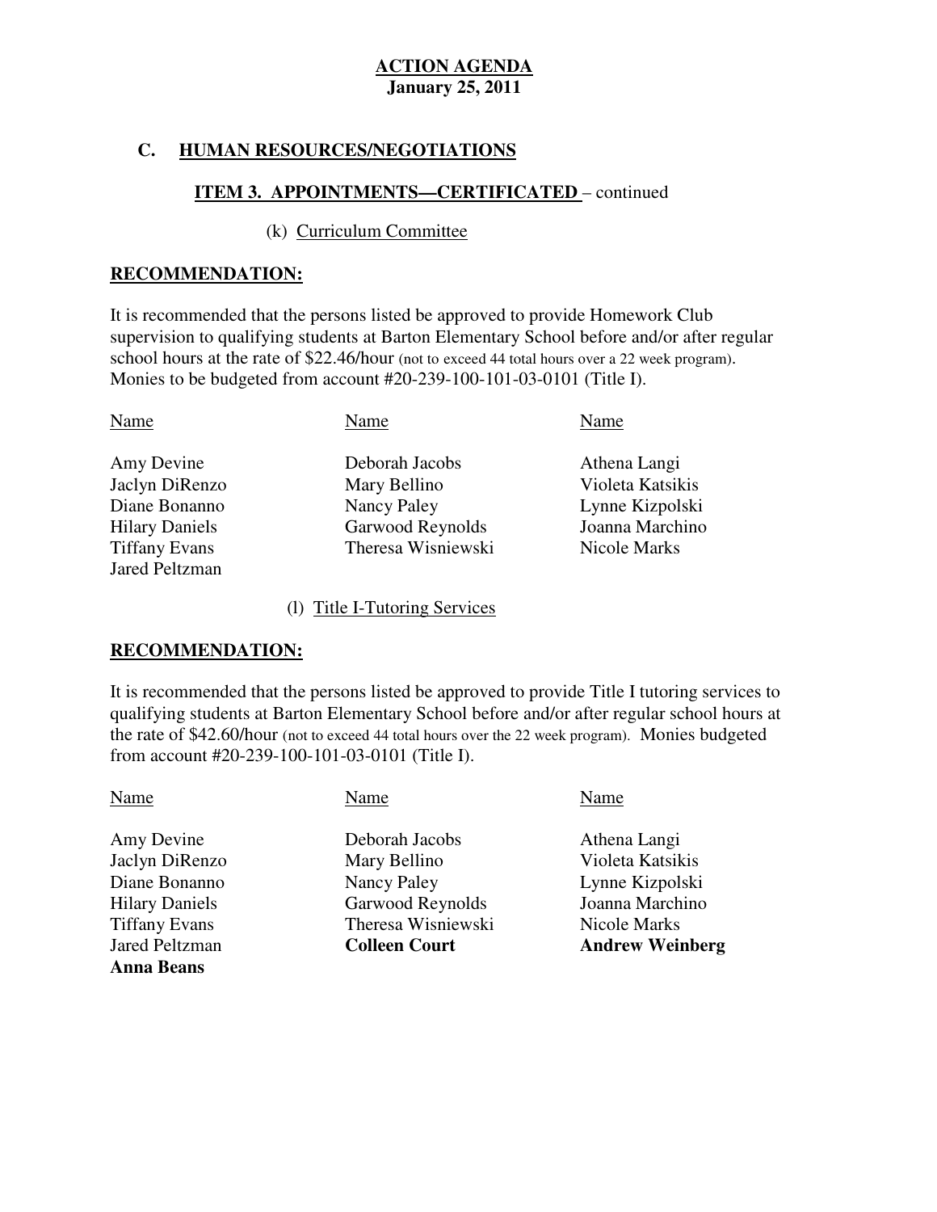**ACTION AGENDA**
**January 25, 2011**

## C. HUMAN RESOURCES/NEGOTIATIONS

### ITEM 3. APPOINTMENTS—CERTIFICATED – continued

(k) Curriculum Committee

**RECOMMENDATION:**

It is recommended that the persons listed be approved to provide Homework Club supervision to qualifying students at Barton Elementary School before and/or after regular school hours at the rate of $22.46/hour (not to exceed 44 total hours over a 22 week program). Monies to be budgeted from account #20-239-100-101-03-0101 (Title I).

| Name | Name | Name |
|---|---|---|
| Amy Devine | Deborah Jacobs | Athena Langi |
| Jaclyn DiRenzo | Mary Bellino | Violeta Katsikis |
| Diane Bonanno | Nancy Paley | Lynne Kizpolski |
| Hilary Daniels | Garwood Reynolds | Joanna Marchino |
| Tiffany Evans | Theresa Wisniewski | Nicole Marks |
| Jared Peltzman | | |

(l) Title I-Tutoring Services

**RECOMMENDATION:**

It is recommended that the persons listed be approved to provide Title I tutoring services to qualifying students at Barton Elementary School before and/or after regular school hours at the rate of $42.60/hour (not to exceed 44 total hours over the 22 week program). Monies budgeted from account #20-239-100-101-03-0101 (Title I).

| Name | Name | Name |
|---|---|---|
| Amy Devine | Deborah Jacobs | Athena Langi |
| Jaclyn DiRenzo | Mary Bellino | Violeta Katsikis |
| Diane Bonanno | Nancy Paley | Lynne Kizpolski |
| Hilary Daniels | Garwood Reynolds | Joanna Marchino |
| Tiffany Evans | Theresa Wisniewski | Nicole Marks |
| Jared Peltzman | **Colleen Court** | **Andrew Weinberg** |
| **Anna Beans** | | |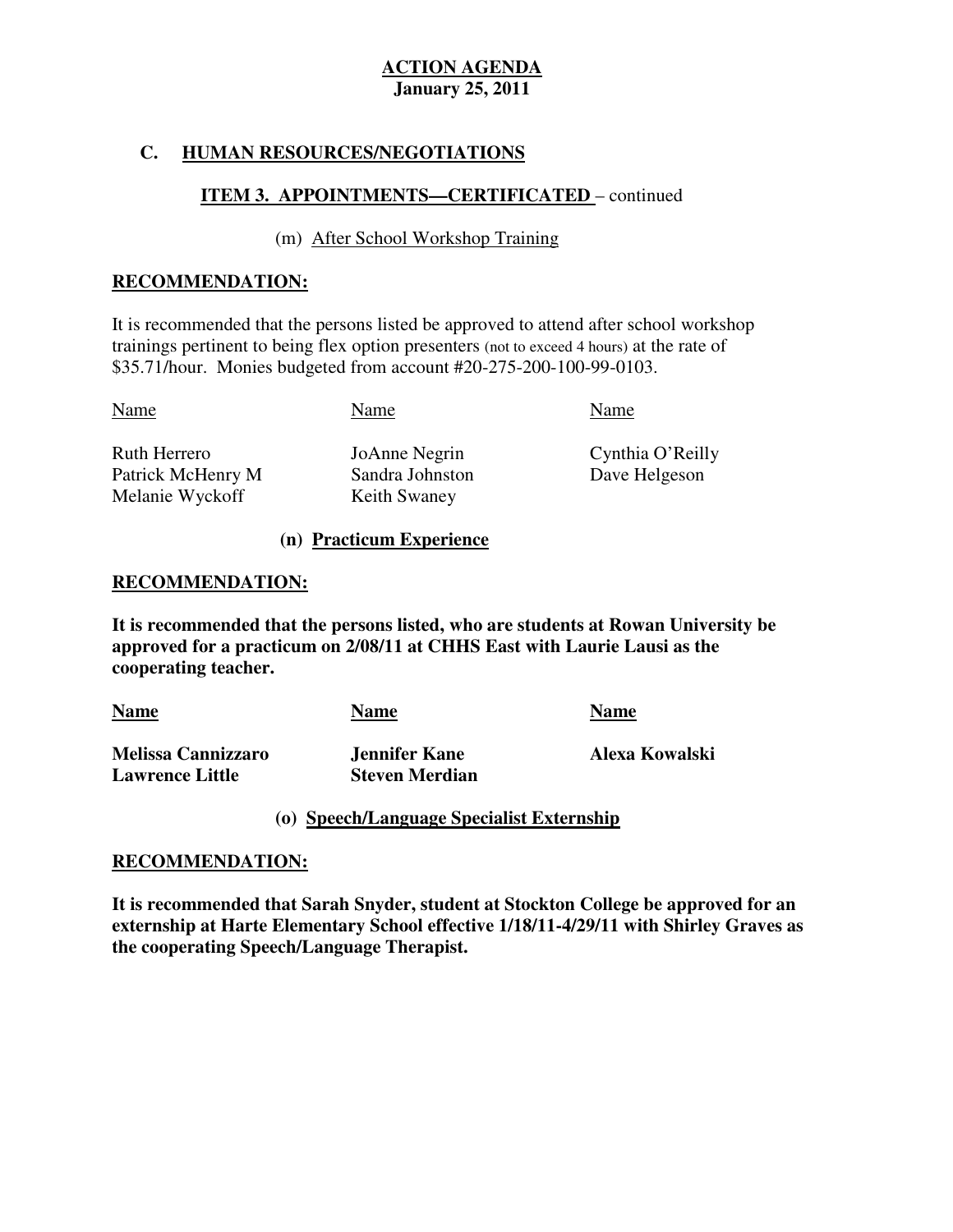**ACTION AGENDA**
**January 25, 2011**

## C. HUMAN RESOURCES/NEGOTIATIONS

### ITEM 3. APPOINTMENTS—CERTIFICATED – continued

(m) After School Workshop Training

**RECOMMENDATION:**

It is recommended that the persons listed be approved to attend after school workshop trainings pertinent to being flex option presenters (not to exceed 4 hours) at the rate of $35.71/hour. Monies budgeted from account #20-275-200-100-99-0103.

| Name | Name | Name |
|---|---|---|
| Ruth Herrero | JoAnne Negrin | Cynthia O'Reilly |
| Patrick McHenry M | Sandra Johnston | Dave Helgeson |
| Melanie Wyckoff | Keith Swaney | |

**(n) Practicum Experience**

**RECOMMENDATION:**

**It is recommended that the persons listed, who are students at Rowan University be approved for a practicum on 2/08/11 at CHHS East with Laurie Lausi as the cooperating teacher.**

| **Name** | **Name** | **Name** |
|---|---|---|
| **Melissa Cannizzaro** | **Jennifer Kane** | **Alexa Kowalski** |
| **Lawrence Little** | **Steven Merdian** | |

**(o) Speech/Language Specialist Externship**

**RECOMMENDATION:**

**It is recommended that Sarah Snyder, student at Stockton College be approved for an externship at Harte Elementary School effective 1/18/11-4/29/11 with Shirley Graves as the cooperating Speech/Language Therapist.**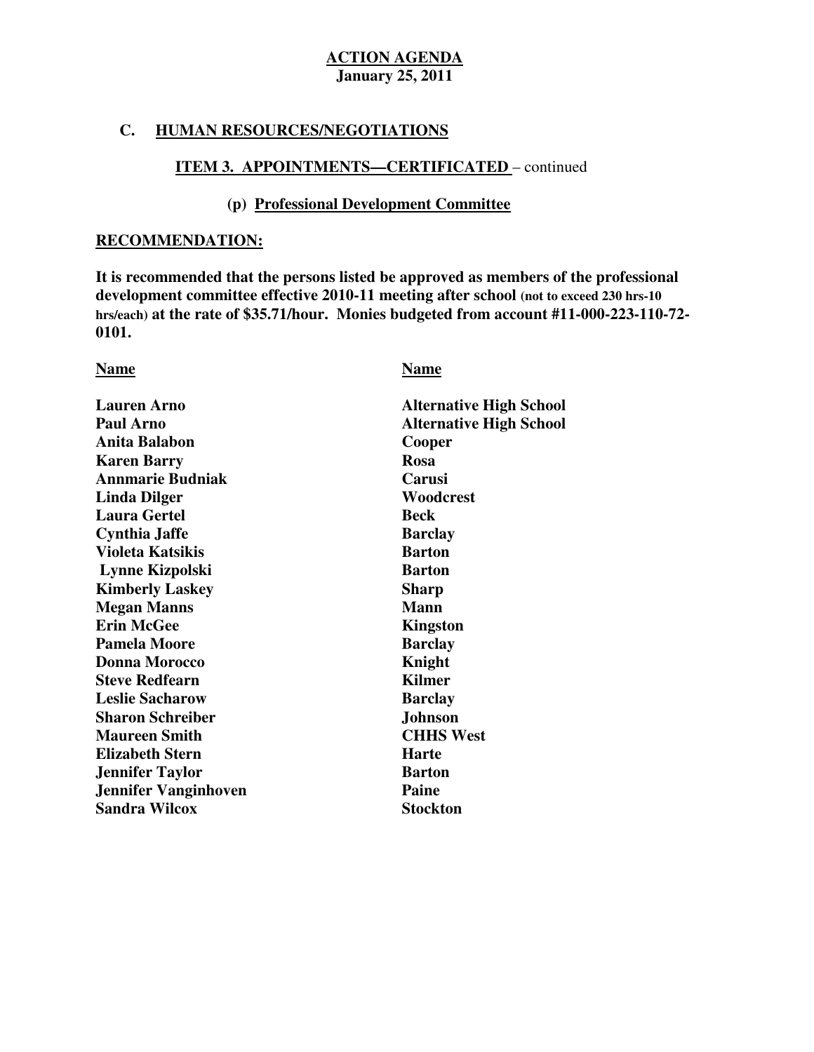**ACTION AGENDA**
**January 25, 2011**

## C. HUMAN RESOURCES/NEGOTIATIONS

### ITEM 3. APPOINTMENTS—CERTIFICATED – continued

#### (p) Professional Development Committee

**RECOMMENDATION:**

**It is recommended that the persons listed be approved as members of the professional development committee effective 2010-11 meeting after school (not to exceed 230 hrs-10 hrs/each) at the rate of $35.71/hour. Monies budgeted from account #11-000-223-110-72-0101.**

| Name | Name |
|---|---|
| Lauren Arno | Alternative High School |
| Paul Arno | Alternative High School |
| Anita Balabon | Cooper |
| Karen Barry | Rosa |
| Annmarie Budniak | Carusi |
| Linda Dilger | Woodcrest |
| Laura Gertel | Beck |
| Cynthia Jaffe | Barclay |
| Violeta Katsikis | Barton |
| Lynne Kizpolski | Barton |
| Kimberly Laskey | Sharp |
| Megan Manns | Mann |
| Erin McGee | Kingston |
| Pamela Moore | Barclay |
| Donna Morocco | Knight |
| Steve Redfearn | Kilmer |
| Leslie Sacharow | Barclay |
| Sharon Schreiber | Johnson |
| Maureen Smith | CHHS West |
| Elizabeth Stern | Harte |
| Jennifer Taylor | Barton |
| Jennifer Vanginhoven | Paine |
| Sandra Wilcox | Stockton |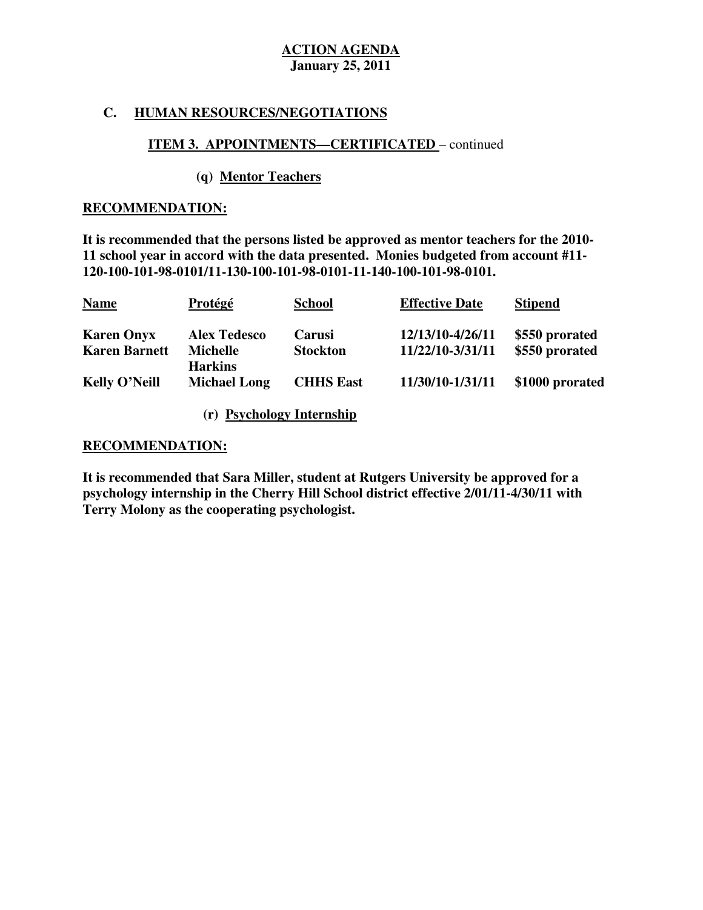**ACTION AGENDA**
**January 25, 2011**

## C. HUMAN RESOURCES/NEGOTIATIONS

### ITEM 3. APPOINTMENTS—CERTIFICATED – continued

#### (q) Mentor Teachers

**RECOMMENDATION:**

**It is recommended that the persons listed be approved as mentor teachers for the 2010-11 school year in accord with the data presented. Monies budgeted from account #11-120-100-101-98-0101/11-130-100-101-98-0101-11-140-100-101-98-0101.**

| Name | Protégé | School | Effective Date | Stipend |
|---|---|---|---|---|
| **Karen Onyx** | **Alex Tedesco** | **Carusi** | **12/13/10-4/26/11** | **$550 prorated** |
| **Karen Barnett** | **Michelle Harkins** | **Stockton** | **11/22/10-3/31/11** | **$550 prorated** |
| **Kelly O'Neill** | **Michael Long** | **CHHS East** | **11/30/10-1/31/11** | **$1000 prorated** |

#### (r) Psychology Internship

**RECOMMENDATION:**

**It is recommended that Sara Miller, student at Rutgers University be approved for a psychology internship in the Cherry Hill School district effective 2/01/11-4/30/11 with Terry Molony as the cooperating psychologist.**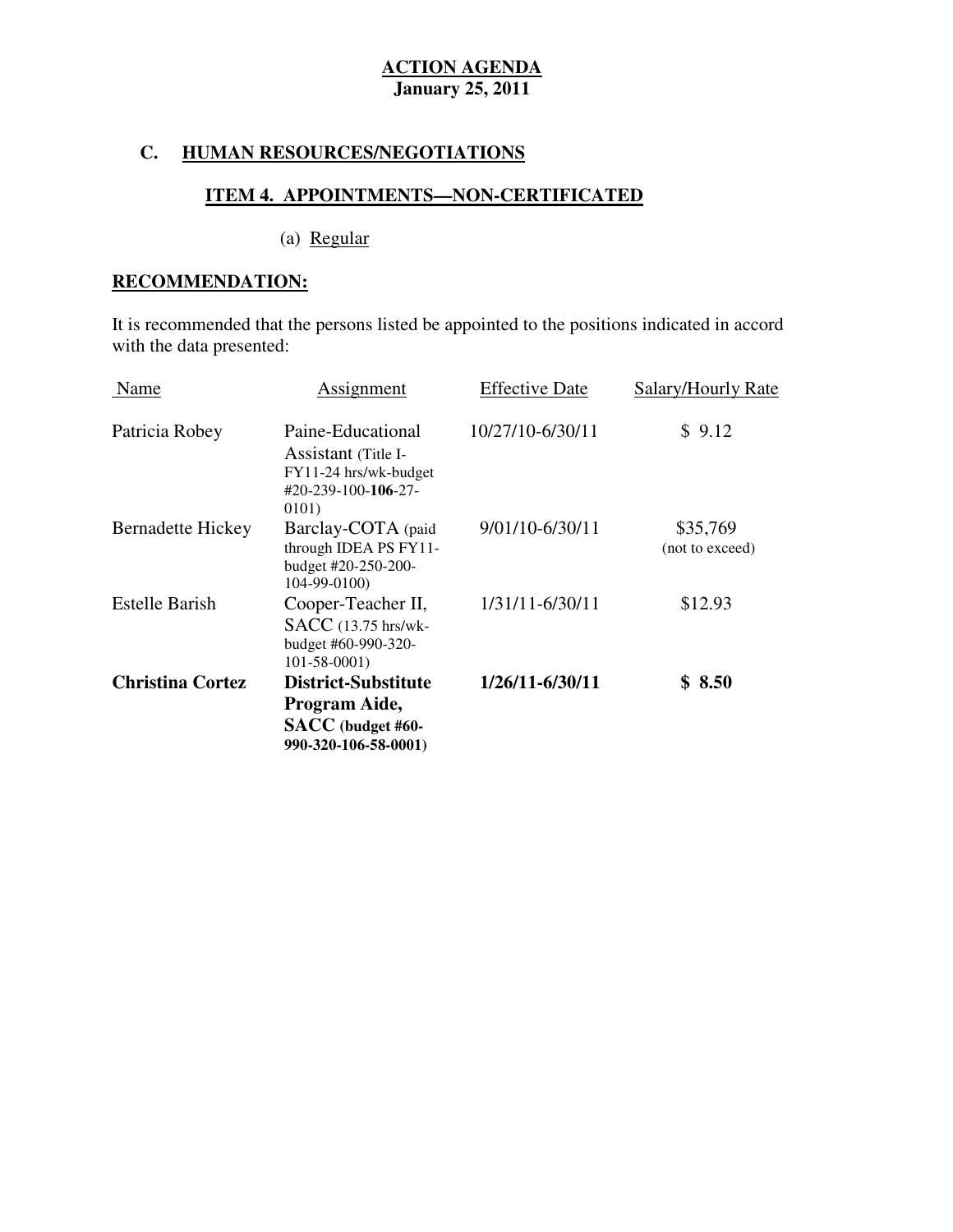**ACTION AGENDA**
**January 25, 2011**

## C. HUMAN RESOURCES/NEGOTIATIONS

### ITEM 4. APPOINTMENTS—NON-CERTIFICATED

(a) Regular

**RECOMMENDATION:**

It is recommended that the persons listed be appointed to the positions indicated in accord with the data presented:

| Name | Assignment | Effective Date | Salary/Hourly Rate |
|---|---|---|---|
| Patricia Robey | Paine-Educational Assistant (Title I-FY11-24 hrs/wk-budget #20-239-100-**106**-27-0101) | 10/27/10-6/30/11 | $ 9.12 |
| Bernadette Hickey | Barclay-COTA (paid through IDEA PS FY11-budget #20-250-200-104-99-0100) | 9/01/10-6/30/11 | $35,769 (not to exceed) |
| Estelle Barish | Cooper-Teacher II, SACC (13.75 hrs/wk-budget #60-990-320-101-58-0001) | 1/31/11-6/30/11 | $12.93 |
| **Christina Cortez** | **District-Substitute Program Aide, SACC (budget #60-990-320-106-58-0001)** | **1/26/11-6/30/11** | **$ 8.50** |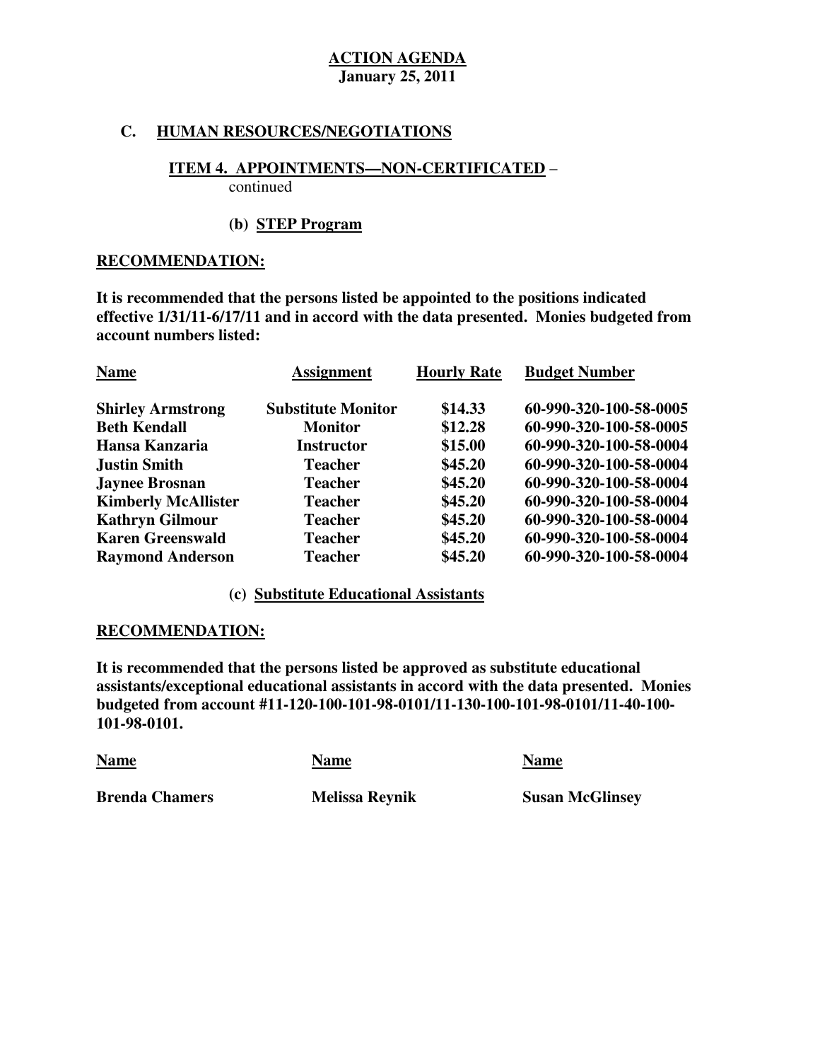**ACTION AGENDA**
**January 25, 2011**

## C. HUMAN RESOURCES/NEGOTIATIONS

### ITEM 4. APPOINTMENTS—NON-CERTIFICATED – continued

#### (b) STEP Program

**RECOMMENDATION:**

**It is recommended that the persons listed be appointed to the positions indicated effective 1/31/11-6/17/11 and in accord with the data presented. Monies budgeted from account numbers listed:**

| Name | Assignment | Hourly Rate | Budget Number |
|---|---|---|---|
| Shirley Armstrong | Substitute Monitor | $14.33 | 60-990-320-100-58-0005 |
| Beth Kendall | Monitor | $12.28 | 60-990-320-100-58-0005 |
| Hansa Kanzaria | Instructor | $15.00 | 60-990-320-100-58-0004 |
| Justin Smith | Teacher | $45.20 | 60-990-320-100-58-0004 |
| Jaynee Brosnan | Teacher | $45.20 | 60-990-320-100-58-0004 |
| Kimberly McAllister | Teacher | $45.20 | 60-990-320-100-58-0004 |
| Kathryn Gilmour | Teacher | $45.20 | 60-990-320-100-58-0004 |
| Karen Greenswald | Teacher | $45.20 | 60-990-320-100-58-0004 |
| Raymond Anderson | Teacher | $45.20 | 60-990-320-100-58-0004 |

#### (c) Substitute Educational Assistants

**RECOMMENDATION:**

**It is recommended that the persons listed be approved as substitute educational assistants/exceptional educational assistants in accord with the data presented. Monies budgeted from account #11-120-100-101-98-0101/11-130-100-101-98-0101/11-40-100-101-98-0101.**

| Name | Name | Name |
|---|---|---|
| Brenda Chamers | Melissa Reynik | Susan McGlinsey |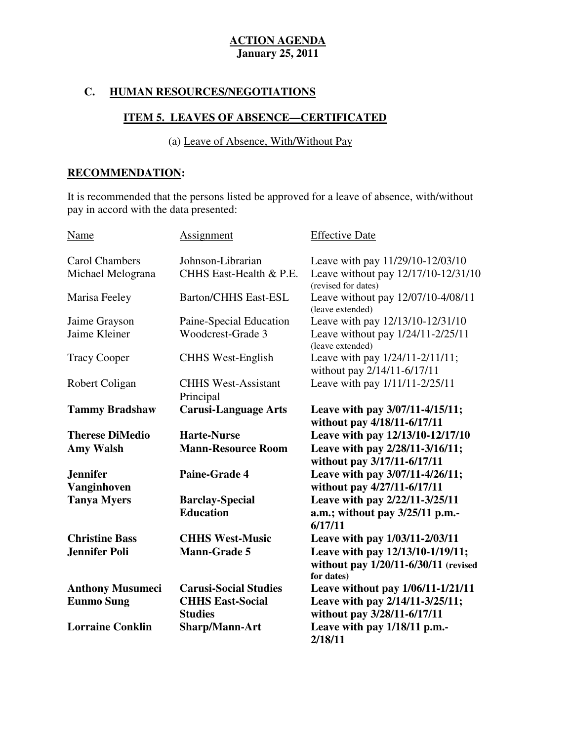**ACTION AGENDA**
**January 25, 2011**

## C. HUMAN RESOURCES/NEGOTIATIONS

### ITEM 5. LEAVES OF ABSENCE—CERTIFICATED

(a) Leave of Absence, With/Without Pay

**RECOMMENDATION:**

It is recommended that the persons listed be approved for a leave of absence, with/without pay in accord with the data presented:

| Name | Assignment | Effective Date |
|---|---|---|
| Carol Chambers | Johnson-Librarian | Leave with pay 11/29/10-12/03/10 |
| Michael Melograna | CHHS East-Health & P.E. | Leave without pay 12/17/10-12/31/10 (revised for dates) |
| Marisa Feeley | Barton/CHHS East-ESL | Leave without pay 12/07/10-4/08/11 (leave extended) |
| Jaime Grayson | Paine-Special Education | Leave with pay 12/13/10-12/31/10 |
| Jaime Kleiner | Woodcrest-Grade 3 | Leave without pay 1/24/11-2/25/11 (leave extended) |
| Tracy Cooper | CHHS West-English | Leave with pay 1/24/11-2/11/11; without pay 2/14/11-6/17/11 |
| Robert Coligan | CHHS West-Assistant Principal | Leave with pay 1/11/11-2/25/11 |
| **Tammy Bradshaw** | **Carusi-Language Arts** | **Leave with pay 3/07/11-4/15/11; without pay 4/18/11-6/17/11** |
| **Therese DiMedio** | **Harte-Nurse** | **Leave with pay 12/13/10-12/17/10** |
| **Amy Walsh** | **Mann-Resource Room** | **Leave with pay 2/28/11-3/16/11; without pay 3/17/11-6/17/11** |
| **Jennifer Vanginhoven** | **Paine-Grade 4** | **Leave with pay 3/07/11-4/26/11; without pay 4/27/11-6/17/11** |
| **Tanya Myers** | **Barclay-Special Education** | **Leave with pay 2/22/11-3/25/11 a.m.; without pay 3/25/11 p.m.-6/17/11** |
| **Christine Bass** | **CHHS West-Music** | **Leave with pay 1/03/11-2/03/11** |
| **Jennifer Poli** | **Mann-Grade 5** | **Leave with pay 12/13/10-1/19/11; without pay 1/20/11-6/30/11 (revised for dates)** |
| **Anthony Musumeci** | **Carusi-Social Studies** | **Leave without pay 1/06/11-1/21/11** |
| **Eunmo Sung** | **CHHS East-Social Studies** | **Leave with pay 2/14/11-3/25/11; without pay 3/28/11-6/17/11** |
| **Lorraine Conklin** | **Sharp/Mann-Art** | **Leave with pay 1/18/11 p.m.-2/18/11** |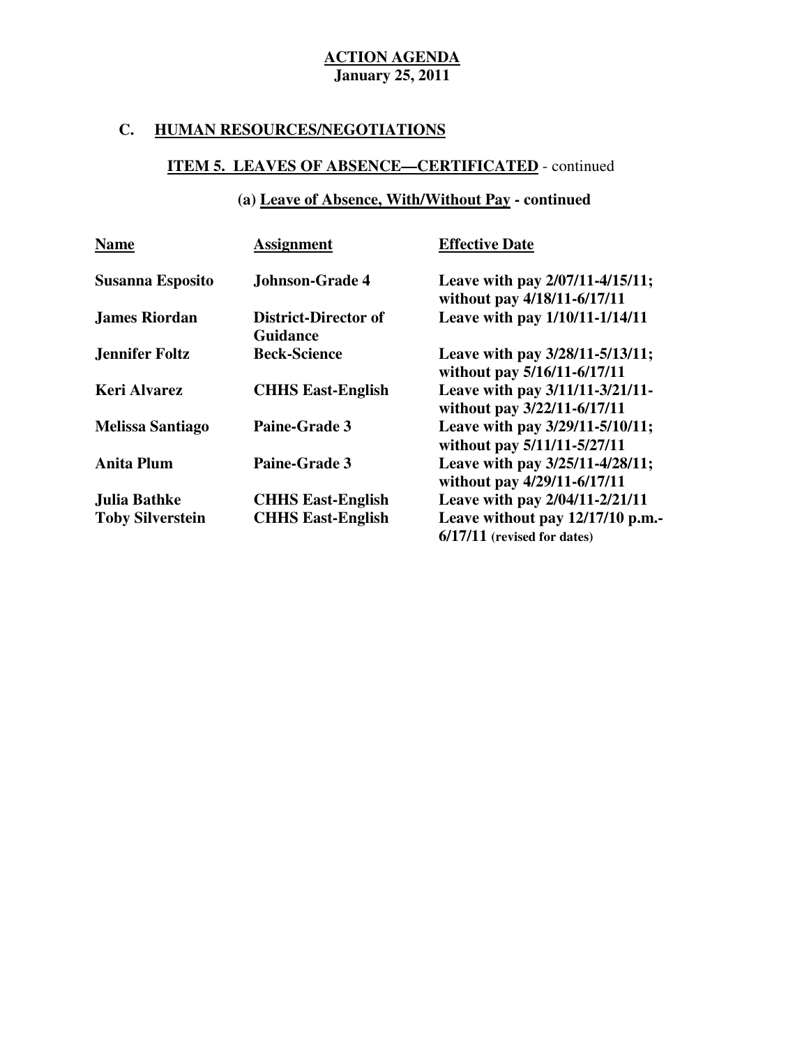**ACTION AGENDA**
**January 25, 2011**

## C. HUMAN RESOURCES/NEGOTIATIONS

### ITEM 5. LEAVES OF ABSENCE—CERTIFICATED - continued

#### (a) Leave of Absence, With/Without Pay - continued

| Name | Assignment | Effective Date |
|---|---|---|
| Susanna Esposito | Johnson-Grade 4 | Leave with pay 2/07/11-4/15/11; without pay 4/18/11-6/17/11 |
| James Riordan | District-Director of Guidance | Leave with pay 1/10/11-1/14/11 |
| Jennifer Foltz | Beck-Science | Leave with pay 3/28/11-5/13/11; without pay 5/16/11-6/17/11 |
| Keri Alvarez | CHHS East-English | Leave with pay 3/11/11-3/21/11-without pay 3/22/11-6/17/11 |
| Melissa Santiago | Paine-Grade 3 | Leave with pay 3/29/11-5/10/11; without pay 5/11/11-5/27/11 |
| Anita Plum | Paine-Grade 3 | Leave with pay 3/25/11-4/28/11; without pay 4/29/11-6/17/11 |
| Julia Bathke | CHHS East-English | Leave with pay 2/04/11-2/21/11 |
| Toby Silverstein | CHHS East-English | Leave without pay 12/17/10 p.m.-6/17/11 (revised for dates) |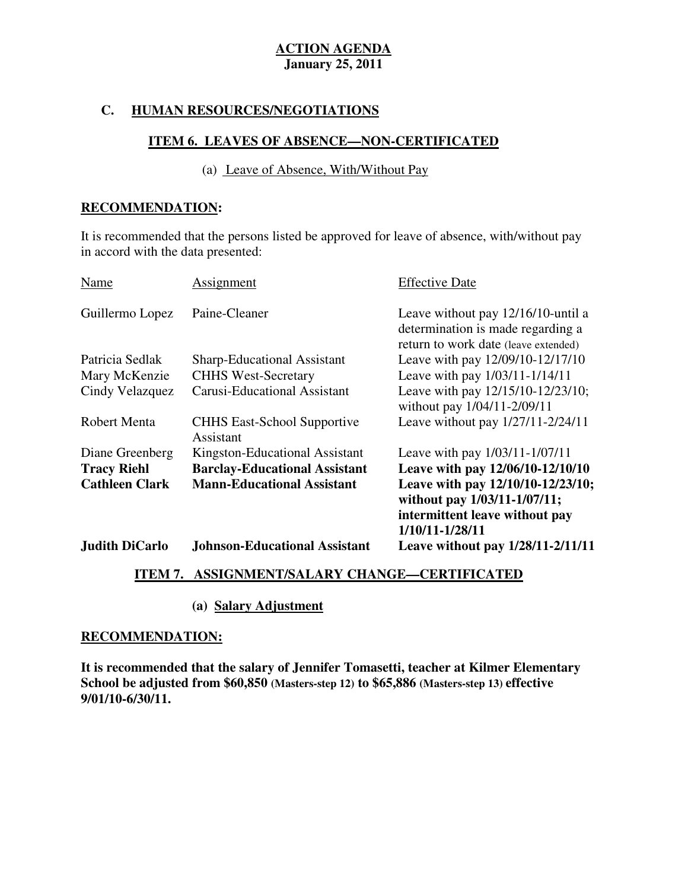**ACTION AGENDA**
**January 25, 2011**

## C. HUMAN RESOURCES/NEGOTIATIONS

### ITEM 6. LEAVES OF ABSENCE—NON-CERTIFICATED

(a) Leave of Absence, With/Without Pay

**RECOMMENDATION:**

It is recommended that the persons listed be approved for leave of absence, with/without pay in accord with the data presented:

| Name | Assignment | Effective Date |
|---|---|---|
| Guillermo Lopez | Paine-Cleaner | Leave without pay 12/16/10-until a determination is made regarding a return to work date (leave extended) |
| Patricia Sedlak | Sharp-Educational Assistant | Leave with pay 12/09/10-12/17/10 |
| Mary McKenzie | CHHS West-Secretary | Leave with pay 1/03/11-1/14/11 |
| Cindy Velazquez | Carusi-Educational Assistant | Leave with pay 12/15/10-12/23/10; without pay 1/04/11-2/09/11 |
| Robert Menta | CHHS East-School Supportive Assistant | Leave without pay 1/27/11-2/24/11 |
| Diane Greenberg | Kingston-Educational Assistant | Leave with pay 1/03/11-1/07/11 |
| **Tracy Riehl** | **Barclay-Educational Assistant** | **Leave with pay 12/06/10-12/10/10** |
| **Cathleen Clark** | **Mann-Educational Assistant** | **Leave with pay 12/10/10-12/23/10; without pay 1/03/11-1/07/11; intermittent leave without pay 1/10/11-1/28/11** |
| **Judith DiCarlo** | **Johnson-Educational Assistant** | **Leave without pay 1/28/11-2/11/11** |

### ITEM 7. ASSIGNMENT/SALARY CHANGE—CERTIFICATED

**(a) Salary Adjustment**

**RECOMMENDATION:**

**It is recommended that the salary of Jennifer Tomasetti, teacher at Kilmer Elementary School be adjusted from $60,850 (Masters-step 12) to $65,886 (Masters-step 13) effective 9/01/10-6/30/11.**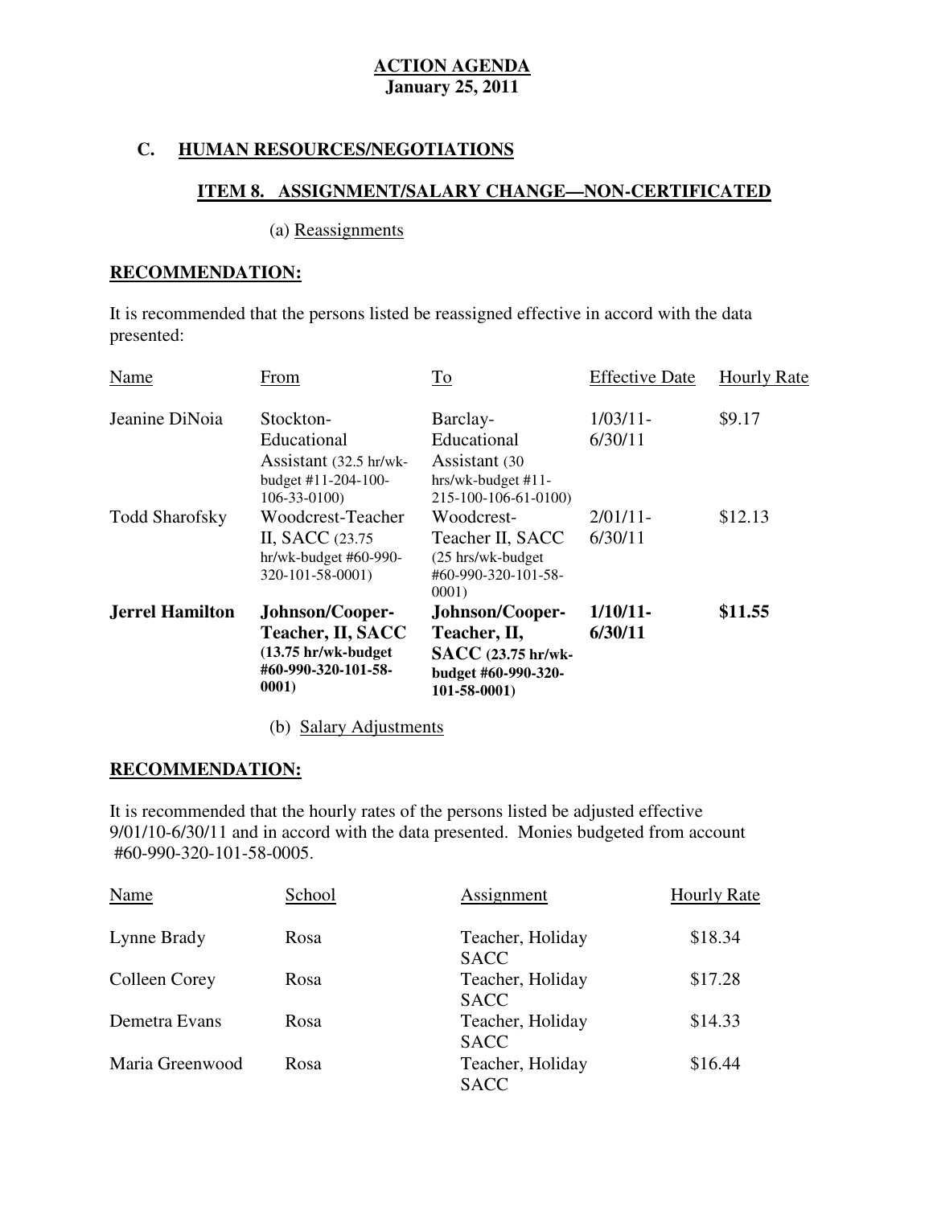**ACTION AGENDA**
**January 25, 2011**

## C. HUMAN RESOURCES/NEGOTIATIONS

### ITEM 8. ASSIGNMENT/SALARY CHANGE—NON-CERTIFICATED

(a) Reassignments

**RECOMMENDATION:**

It is recommended that the persons listed be reassigned effective in accord with the data presented:

| Name | From | To | Effective Date | Hourly Rate |
|---|---|---|---|---|
| Jeanine DiNoia | Stockton-Educational Assistant (32.5 hr/wk-budget #11-204-100-106-33-0100) | Barclay-Educational Assistant (30 hrs/wk-budget #11-215-100-106-61-0100) | 1/03/11-6/30/11 | $9.17 |
| Todd Sharofsky | Woodcrest-Teacher II, SACC (23.75 hr/wk-budget #60-990-320-101-58-0001) | Woodcrest-Teacher II, SACC (25 hrs/wk-budget #60-990-320-101-58-0001) | 2/01/11-6/30/11 | $12.13 |
| **Jerrel Hamilton** | **Johnson/Cooper-Teacher, II, SACC (13.75 hr/wk-budget #60-990-320-101-58-0001)** | **Johnson/Cooper-Teacher, II, SACC (23.75 hr/wk-budget #60-990-320-101-58-0001)** | **1/10/11-6/30/11** | **$11.55** |

(b) Salary Adjustments

**RECOMMENDATION:**

It is recommended that the hourly rates of the persons listed be adjusted effective 9/01/10-6/30/11 and in accord with the data presented. Monies budgeted from account #60-990-320-101-58-0005.

| Name | School | Assignment | Hourly Rate |
|---|---|---|---|
| Lynne Brady | Rosa | Teacher, Holiday SACC | $18.34 |
| Colleen Corey | Rosa | Teacher, Holiday SACC | $17.28 |
| Demetra Evans | Rosa | Teacher, Holiday SACC | $14.33 |
| Maria Greenwood | Rosa | Teacher, Holiday SACC | $16.44 |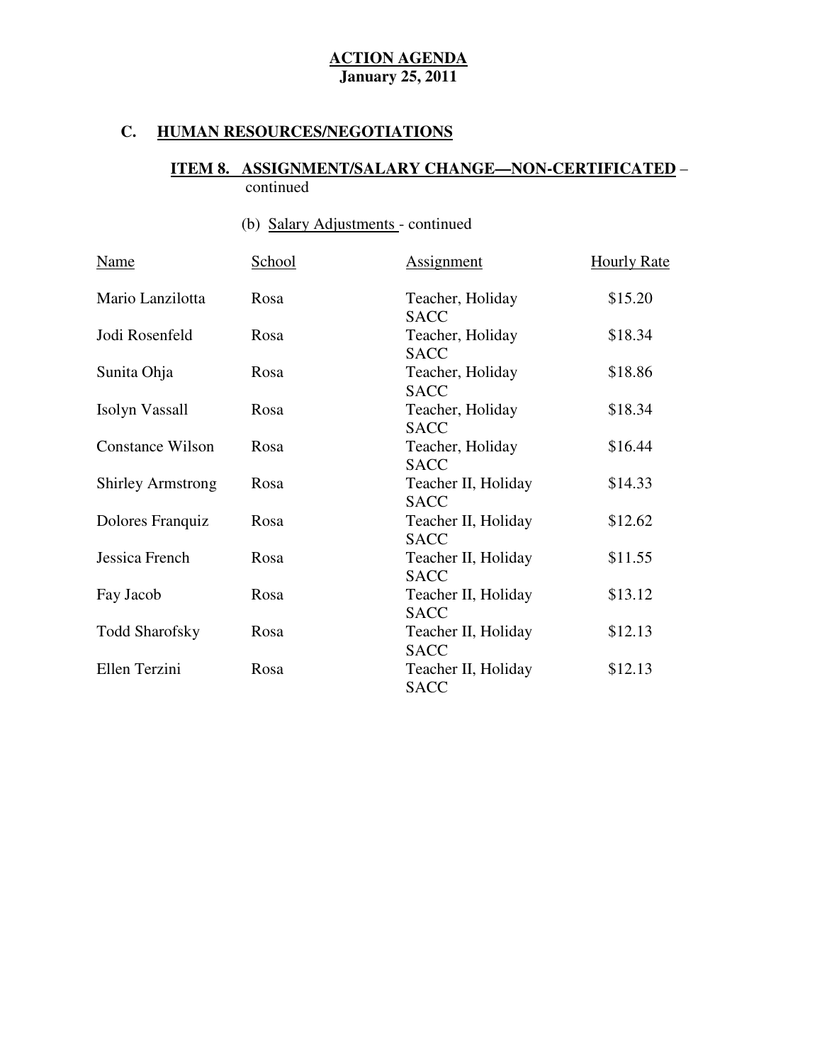**ACTION AGENDA**
**January 25, 2011**

## C. HUMAN RESOURCES/NEGOTIATIONS

### ITEM 8. ASSIGNMENT/SALARY CHANGE—NON-CERTIFICATED – continued

(b) Salary Adjustments - continued

| Name | School | Assignment | Hourly Rate |
|---|---|---|---|
| Mario Lanzilotta | Rosa | Teacher, Holiday SACC | $15.20 |
| Jodi Rosenfeld | Rosa | Teacher, Holiday SACC | $18.34 |
| Sunita Ohja | Rosa | Teacher, Holiday SACC | $18.86 |
| Isolyn Vassall | Rosa | Teacher, Holiday SACC | $18.34 |
| Constance Wilson | Rosa | Teacher, Holiday SACC | $16.44 |
| Shirley Armstrong | Rosa | Teacher II, Holiday SACC | $14.33 |
| Dolores Franquiz | Rosa | Teacher II, Holiday SACC | $12.62 |
| Jessica French | Rosa | Teacher II, Holiday SACC | $11.55 |
| Fay Jacob | Rosa | Teacher II, Holiday SACC | $13.12 |
| Todd Sharofsky | Rosa | Teacher II, Holiday SACC | $12.13 |
| Ellen Terzini | Rosa | Teacher II, Holiday SACC | $12.13 |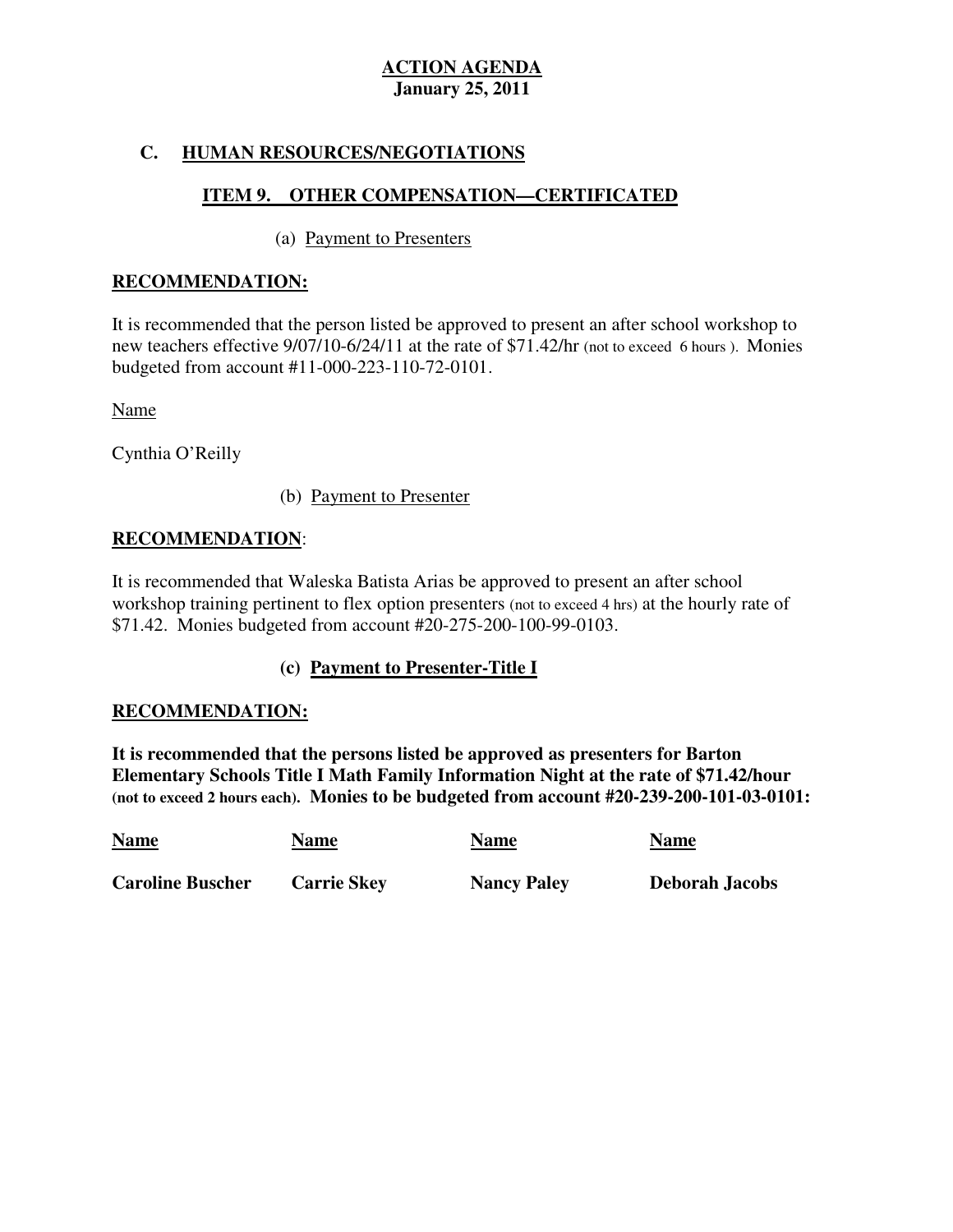**ACTION AGENDA**
**January 25, 2011**

## C. HUMAN RESOURCES/NEGOTIATIONS

### ITEM 9. OTHER COMPENSATION—CERTIFICATED

(a) Payment to Presenters

**RECOMMENDATION:**

It is recommended that the person listed be approved to present an after school workshop to new teachers effective 9/07/10-6/24/11 at the rate of $71.42/hr (not to exceed 6 hours ). Monies budgeted from account #11-000-223-110-72-0101.

Name

Cynthia O'Reilly

(b) Payment to Presenter

**RECOMMENDATION**:

It is recommended that Waleska Batista Arias be approved to present an after school workshop training pertinent to flex option presenters (not to exceed 4 hrs) at the hourly rate of $71.42. Monies budgeted from account #20-275-200-100-99-0103.

**(c) Payment to Presenter-Title I**

**RECOMMENDATION:**

**It is recommended that the persons listed be approved as presenters for Barton Elementary Schools Title I Math Family Information Night at the rate of $71.42/hour (not to exceed 2 hours each). Monies to be budgeted from account #20-239-200-101-03-0101:**

| Name | Name | Name | Name |
|---|---|---|---|
| **Caroline Buscher** | **Carrie Skey** | **Nancy Paley** | **Deborah Jacobs** |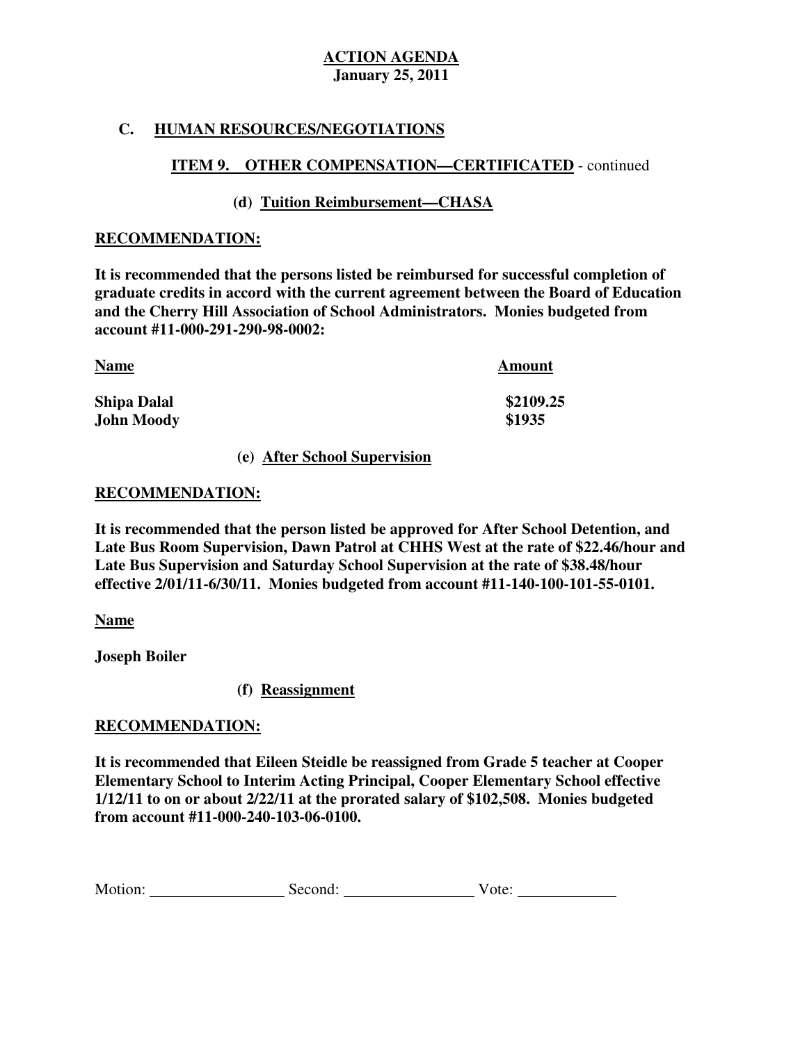**ACTION AGENDA**
**January 25, 2011**

## C. HUMAN RESOURCES/NEGOTIATIONS

### ITEM 9. OTHER COMPENSATION—CERTIFICATED - continued

#### (d) Tuition Reimbursement—CHASA

**RECOMMENDATION:**

**It is recommended that the persons listed be reimbursed for successful completion of graduate credits in accord with the current agreement between the Board of Education and the Cherry Hill Association of School Administrators. Monies budgeted from account #11-000-291-290-98-0002:**

| Name | Amount |
|---|---|
| Shipa Dalal | $2109.25 |
| John Moody | $1935 |

#### (e) After School Supervision

**RECOMMENDATION:**

**It is recommended that the person listed be approved for After School Detention, and Late Bus Room Supervision, Dawn Patrol at CHHS West at the rate of $22.46/hour and Late Bus Supervision and Saturday School Supervision at the rate of $38.48/hour effective 2/01/11-6/30/11. Monies budgeted from account #11-140-100-101-55-0101.**

**Name**

**Joseph Boiler**

#### (f) Reassignment

**RECOMMENDATION:**

**It is recommended that Eileen Steidle be reassigned from Grade 5 teacher at Cooper Elementary School to Interim Acting Principal, Cooper Elementary School effective 1/12/11 to on or about 2/22/11 at the prorated salary of $102,508. Monies budgeted from account #11-000-240-103-06-0100.**

Motion: ________________ Second: ________________ Vote: ____________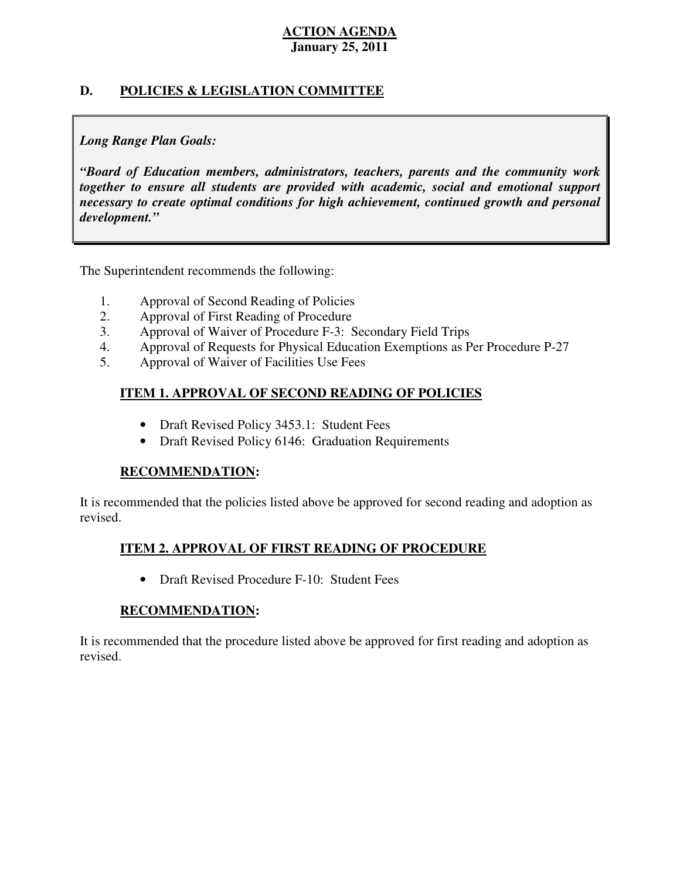**ACTION AGENDA**
**January 25, 2011**

## D. POLICIES & LEGISLATION COMMITTEE

> ***Long Range Plan Goals:***
>
> ***"Board of Education members, administrators, teachers, parents and the community work together to ensure all students are provided with academic, social and emotional support necessary to create optimal conditions for high achievement, continued growth and personal development."***

The Superintendent recommends the following:

1. Approval of Second Reading of Policies
2. Approval of First Reading of Procedure
3. Approval of Waiver of Procedure F-3: Secondary Field Trips
4. Approval of Requests for Physical Education Exemptions as Per Procedure P-27
5. Approval of Waiver of Facilities Use Fees

### ITEM 1. APPROVAL OF SECOND READING OF POLICIES

- Draft Revised Policy 3453.1: Student Fees
- Draft Revised Policy 6146: Graduation Requirements

**RECOMMENDATION:**

It is recommended that the policies listed above be approved for second reading and adoption as revised.

### ITEM 2. APPROVAL OF FIRST READING OF PROCEDURE

- Draft Revised Procedure F-10: Student Fees

**RECOMMENDATION:**

It is recommended that the procedure listed above be approved for first reading and adoption as revised.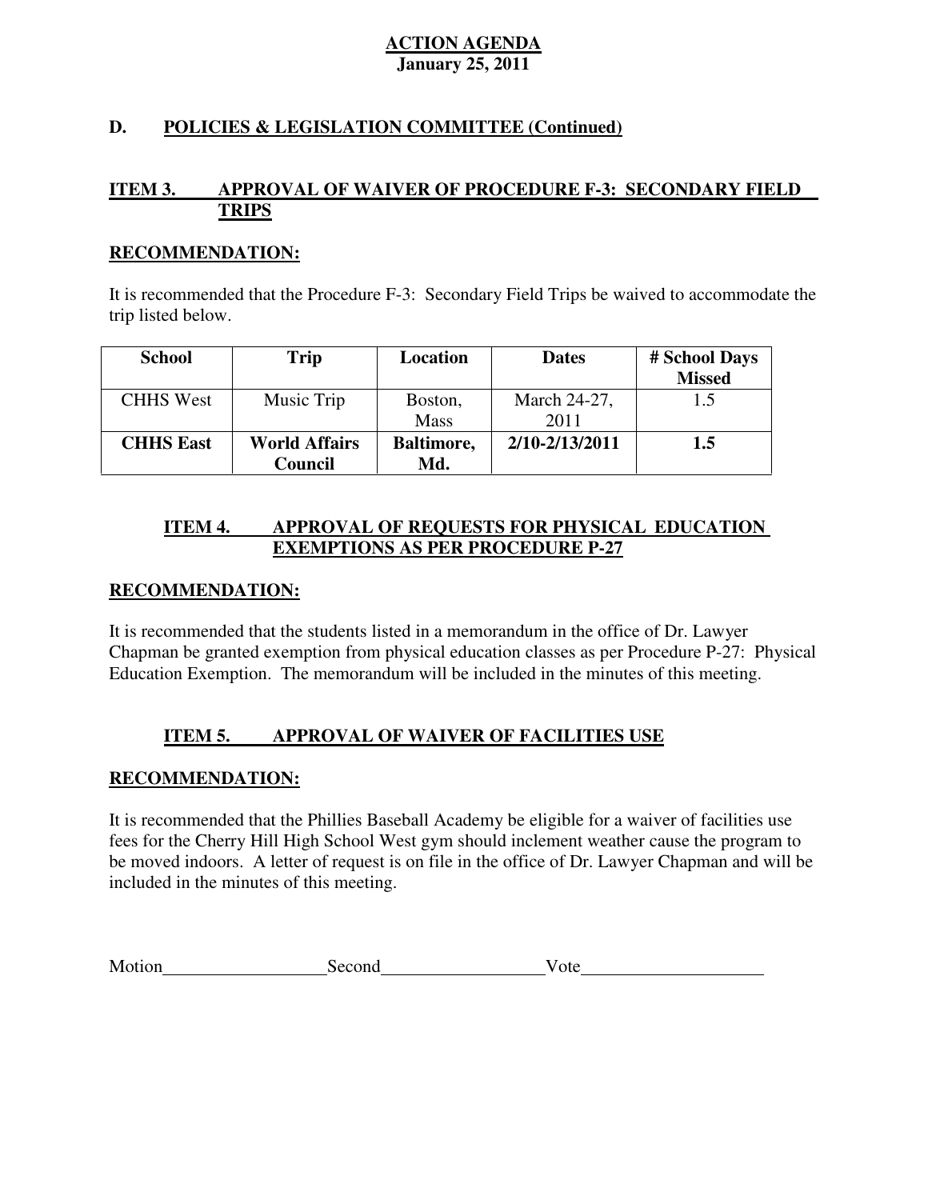**ACTION AGENDA**
**January 25, 2011**

## D. POLICIES & LEGISLATION COMMITTEE (Continued)

### ITEM 3. APPROVAL OF WAIVER OF PROCEDURE F-3: SECONDARY FIELD TRIPS

**RECOMMENDATION:**

It is recommended that the Procedure F-3: Secondary Field Trips be waived to accommodate the trip listed below.

| School | Trip | Location | Dates | # School Days Missed |
|---|---|---|---|---|
| CHHS West | Music Trip | Boston, Mass | March 24-27, 2011 | 1.5 |
| **CHHS East** | **World Affairs Council** | **Baltimore, Md.** | **2/10-2/13/2011** | **1.5** |

### ITEM 4. APPROVAL OF REQUESTS FOR PHYSICAL EDUCATION EXEMPTIONS AS PER PROCEDURE P-27

**RECOMMENDATION:**

It is recommended that the students listed in a memorandum in the office of Dr. Lawyer Chapman be granted exemption from physical education classes as per Procedure P-27: Physical Education Exemption. The memorandum will be included in the minutes of this meeting.

### ITEM 5. APPROVAL OF WAIVER OF FACILITIES USE

**RECOMMENDATION:**

It is recommended that the Phillies Baseball Academy be eligible for a waiver of facilities use fees for the Cherry Hill High School West gym should inclement weather cause the program to be moved indoors. A letter of request is on file in the office of Dr. Lawyer Chapman and will be included in the minutes of this meeting.

Motion\_\_\_\_\_\_\_\_\_\_\_\_\_\_\_\_\_\_ Second\_\_\_\_\_\_\_\_\_\_\_\_\_\_\_\_\_\_ Vote\_\_\_\_\_\_\_\_\_\_\_\_\_\_\_\_\_\_\_\_